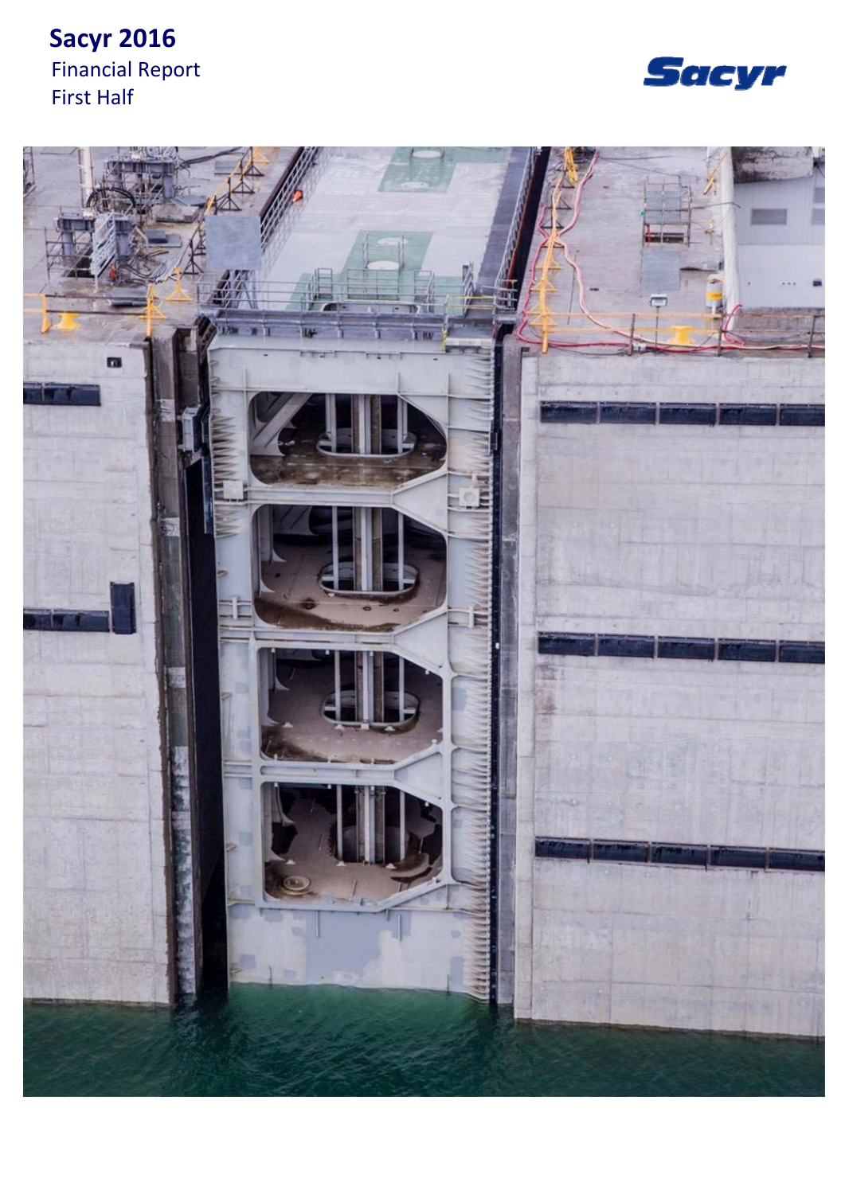# Sacyr 2016

Financial Report

First Half

Sacyr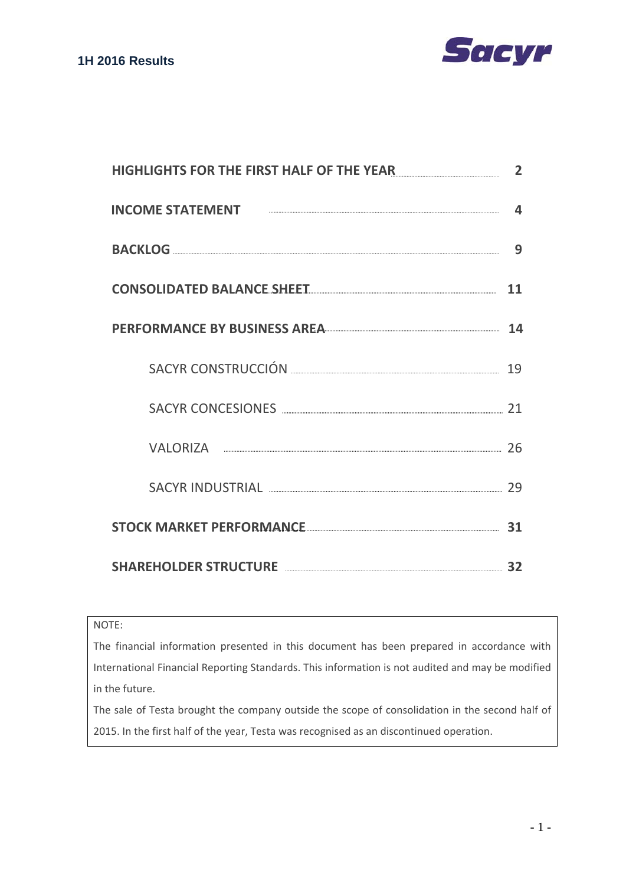| | |
|---|---|
| **HIGHLIGHTS FOR THE FIRST HALF OF THE YEAR** | **2** |
| **INCOME STATEMENT** | **4** |
| **BACKLOG** | **9** |
| **CONSOLIDATED BALANCE SHEET** | **11** |
| **PERFORMANCE BY BUSINESS AREA** | **14** |
| SACYR CONSTRUCCIÓN | 19 |
| SACYR CONCESIONES | 21 |
| VALORIZA | 26 |
| SACYR INDUSTRIAL | 29 |
| **STOCK MARKET PERFORMANCE** | **31** |
| **SHAREHOLDER STRUCTURE** | **32** |

NOTE:

The financial information presented in this document has been prepared in accordance with International Financial Reporting Standards. This information is not audited and may be modified in the future.

The sale of Testa brought the company outside the scope of consolidation in the second half of 2015. In the first half of the year, Testa was recognised as an discontinued operation.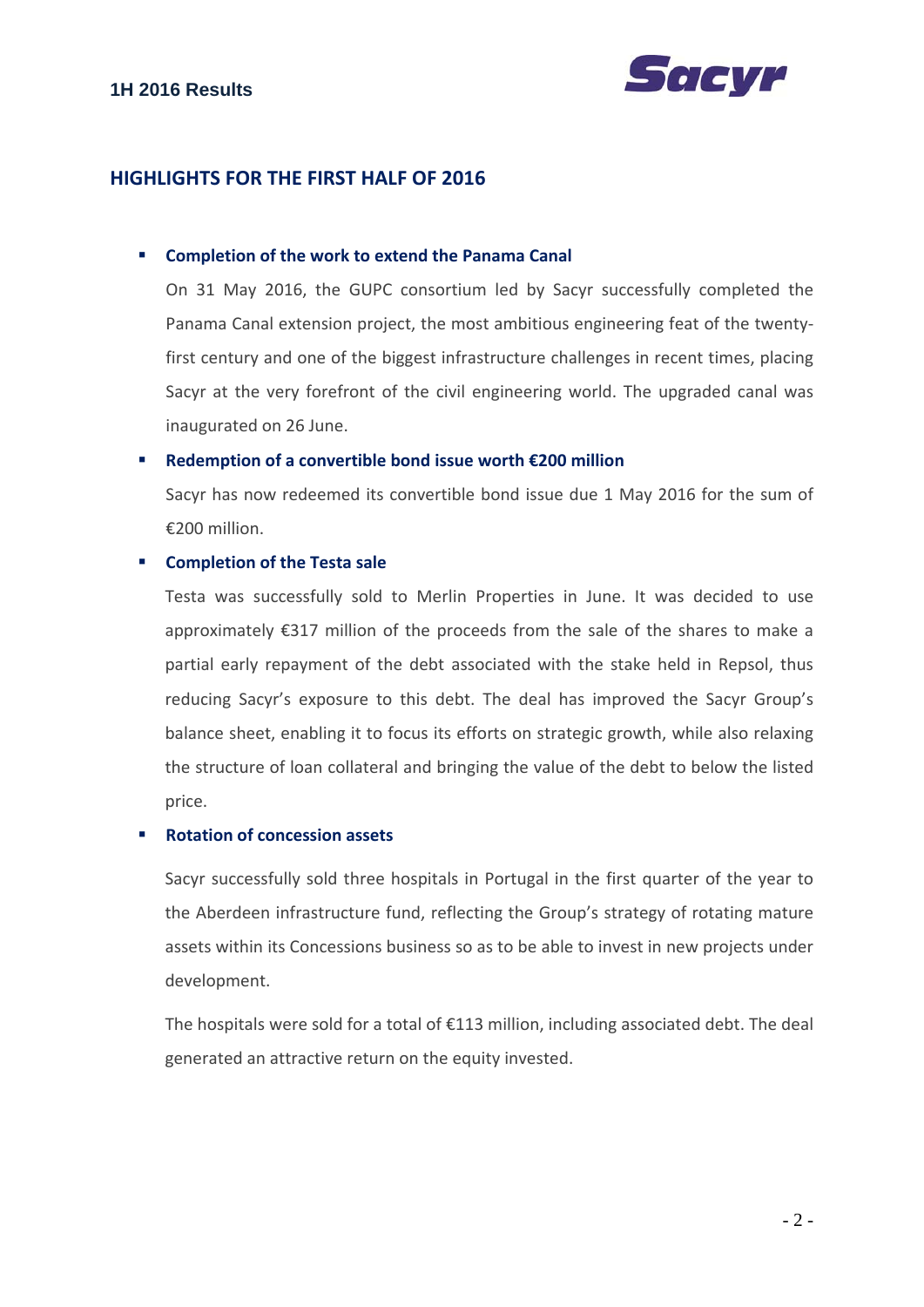## HIGHLIGHTS FOR THE FIRST HALF OF 2016

- **Completion of the work to extend the Panama Canal**

  On 31 May 2016, the GUPC consortium led by Sacyr successfully completed the Panama Canal extension project, the most ambitious engineering feat of the twenty-first century and one of the biggest infrastructure challenges in recent times, placing Sacyr at the very forefront of the civil engineering world. The upgraded canal was inaugurated on 26 June.

- **Redemption of a convertible bond issue worth €200 million**

  Sacyr has now redeemed its convertible bond issue due 1 May 2016 for the sum of €200 million.

- **Completion of the Testa sale**

  Testa was successfully sold to Merlin Properties in June. It was decided to use approximately €317 million of the proceeds from the sale of the shares to make a partial early repayment of the debt associated with the stake held in Repsol, thus reducing Sacyr's exposure to this debt. The deal has improved the Sacyr Group's balance sheet, enabling it to focus its efforts on strategic growth, while also relaxing the structure of loan collateral and bringing the value of the debt to below the listed price.

- **Rotation of concession assets**

  Sacyr successfully sold three hospitals in Portugal in the first quarter of the year to the Aberdeen infrastructure fund, reflecting the Group's strategy of rotating mature assets within its Concessions business so as to be able to invest in new projects under development.

  The hospitals were sold for a total of €113 million, including associated debt. The deal generated an attractive return on the equity invested.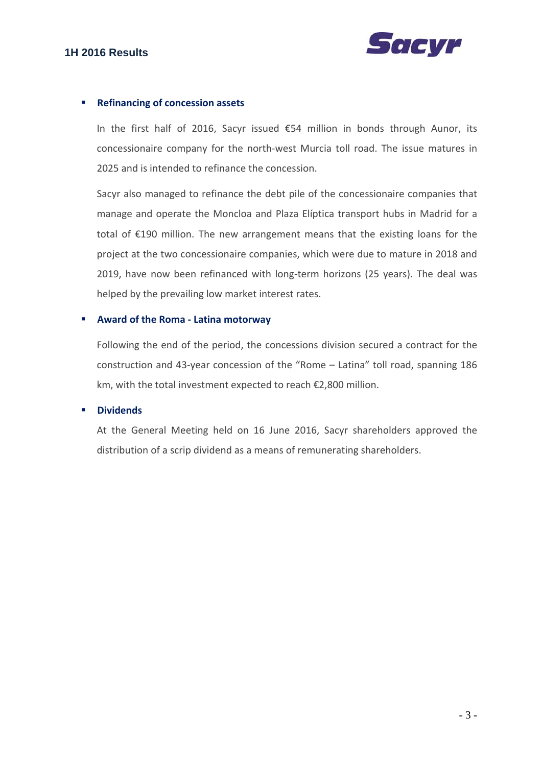- **Refinancing of concession assets**

  In the first half of 2016, Sacyr issued €54 million in bonds through Aunor, its concessionaire company for the north-west Murcia toll road. The issue matures in 2025 and is intended to refinance the concession.

  Sacyr also managed to refinance the debt pile of the concessionaire companies that manage and operate the Moncloa and Plaza Elíptica transport hubs in Madrid for a total of €190 million. The new arrangement means that the existing loans for the project at the two concessionaire companies, which were due to mature in 2018 and 2019, have now been refinanced with long-term horizons (25 years). The deal was helped by the prevailing low market interest rates.

- **Award of the Roma - Latina motorway**

  Following the end of the period, the concessions division secured a contract for the construction and 43-year concession of the "Rome – Latina" toll road, spanning 186 km, with the total investment expected to reach €2,800 million.

- **Dividends**

  At the General Meeting held on 16 June 2016, Sacyr shareholders approved the distribution of a scrip dividend as a means of remunerating shareholders.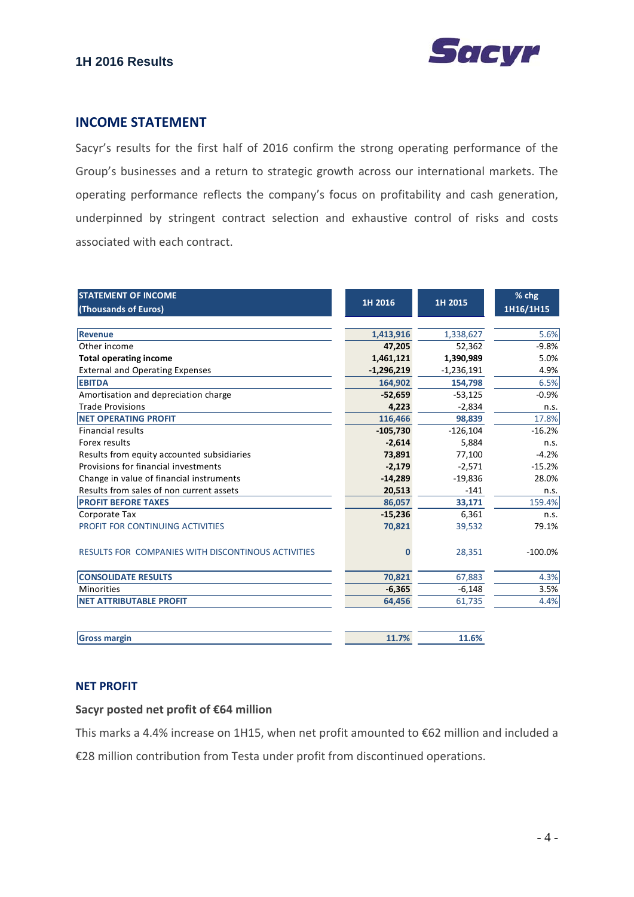## INCOME STATEMENT

Sacyr's results for the first half of 2016 confirm the strong operating performance of the Group's businesses and a return to strategic growth across our international markets. The operating performance reflects the company's focus on profitability and cash generation, underpinned by stringent contract selection and exhaustive control of risks and costs associated with each contract.

| STATEMENT OF INCOME (Thousands of Euros) | 1H 2016 | 1H 2015 | % chg 1H16/1H15 |
|---|---|---|---|
| **Revenue** | **1,413,916** | 1,338,627 | 5.6% |
| Other income | **47,205** | 52,362 | -9.8% |
| **Total operating income** | **1,461,121** | **1,390,989** | 5.0% |
| External and Operating Expenses | **-1,296,219** | -1,236,191 | 4.9% |
| **EBITDA** | **164,902** | **154,798** | 6.5% |
| Amortisation and depreciation charge | **-52,659** | -53,125 | -0.9% |
| Trade Provisions | **4,223** | -2,834 | n.s. |
| **NET OPERATING PROFIT** | **116,466** | **98,839** | 17.8% |
| Financial results | **-105,730** | -126,104 | -16.2% |
| Forex results | **-2,614** | 5,884 | n.s. |
| Results from equity accounted subsidiaries | **73,891** | 77,100 | -4.2% |
| Provisions for financial investments | **-2,179** | -2,571 | -15.2% |
| Change in value of financial instruments | **-14,289** | -19,836 | 28.0% |
| Results from sales of non current assets | **20,513** | -141 | n.s. |
| **PROFIT BEFORE TAXES** | **86,057** | **33,171** | 159.4% |
| Corporate Tax | **-15,236** | 6,361 | n.s. |
| PROFIT FOR CONTINUING ACTIVITIES | **70,821** | 39,532 | 79.1% |
| RESULTS FOR COMPANIES WITH DISCONTINOUS ACTIVITIES | **0** | 28,351 | -100.0% |
| **CONSOLIDATE RESULTS** | **70,821** | 67,883 | 4.3% |
| Minorities | **-6,365** | -6,148 | 3.5% |
| **NET ATTRIBUTABLE PROFIT** | **64,456** | 61,735 | 4.4% |
| | | | |
| **Gross margin** | **11.7%** | **11.6%** | |

## NET PROFIT

### Sacyr posted net profit of €64 million

This marks a 4.4% increase on 1H15, when net profit amounted to €62 million and included a €28 million contribution from Testa under profit from discontinued operations.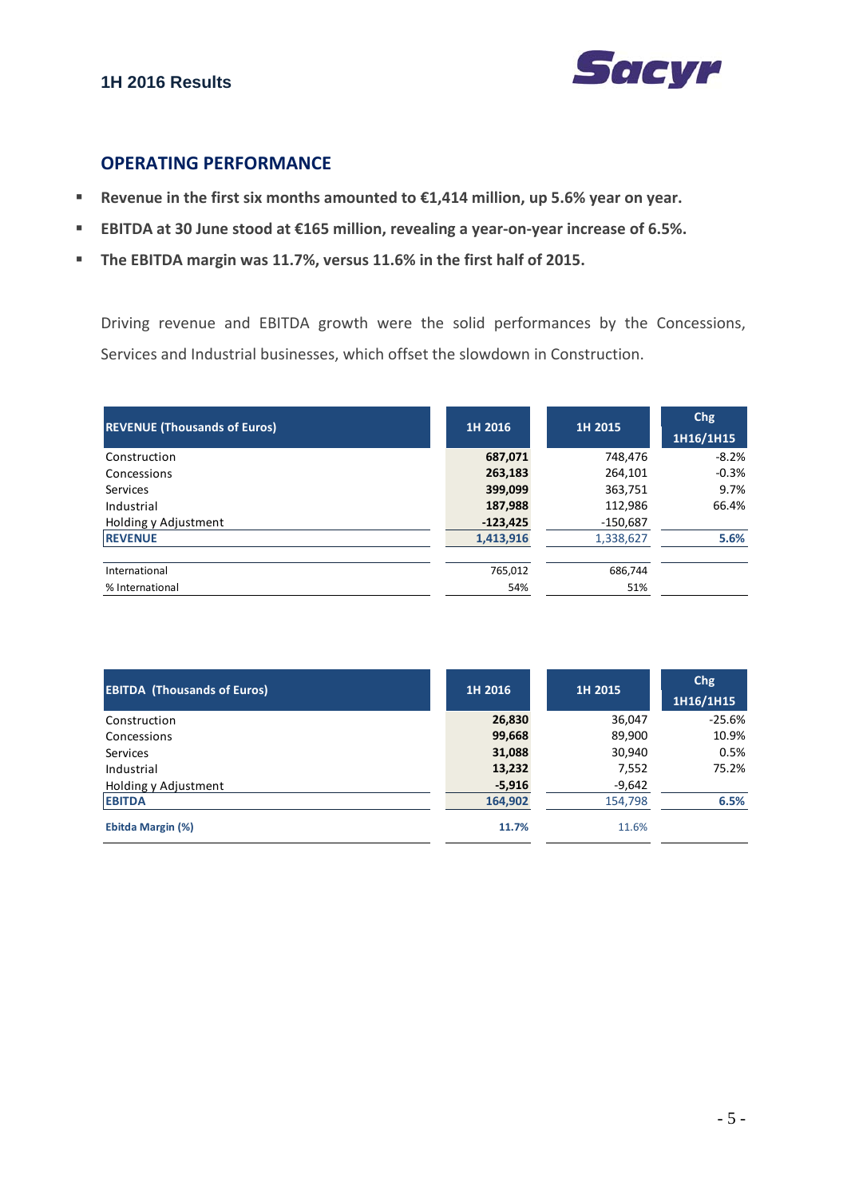## OPERATING PERFORMANCE

- **Revenue in the first six months amounted to €1,414 million, up 5.6% year on year.**
- **EBITDA at 30 June stood at €165 million, revealing a year-on-year increase of 6.5%.**
- **The EBITDA margin was 11.7%, versus 11.6% in the first half of 2015.**

Driving revenue and EBITDA growth were the solid performances by the Concessions, Services and Industrial businesses, which offset the slowdown in Construction.

| REVENUE (Thousands of Euros) | 1H 2016 | 1H 2015 | Chg 1H16/1H15 |
|---|---|---|---|
| Construction | **687,071** | 748,476 | -8.2% |
| Concessions | **263,183** | 264,101 | -0.3% |
| Services | **399,099** | 363,751 | 9.7% |
| Industrial | **187,988** | 112,986 | 66.4% |
| Holding y Adjustment | **-123,425** | -150,687 | |
| **REVENUE** | **1,413,916** | 1,338,627 | **5.6%** |
| | | | |
| International | 765,012 | 686,744 | |
| % International | 54% | 51% | |

| EBITDA (Thousands of Euros) | 1H 2016 | 1H 2015 | Chg 1H16/1H15 |
|---|---|---|---|
| Construction | **26,830** | 36,047 | -25.6% |
| Concessions | **99,668** | 89,900 | 10.9% |
| Services | **31,088** | 30,940 | 0.5% |
| Industrial | **13,232** | 7,552 | 75.2% |
| Holding y Adjustment | **-5,916** | -9,642 | |
| **EBITDA** | **164,902** | 154,798 | **6.5%** |
| **Ebitda Margin (%)** | **11.7%** | 11.6% | |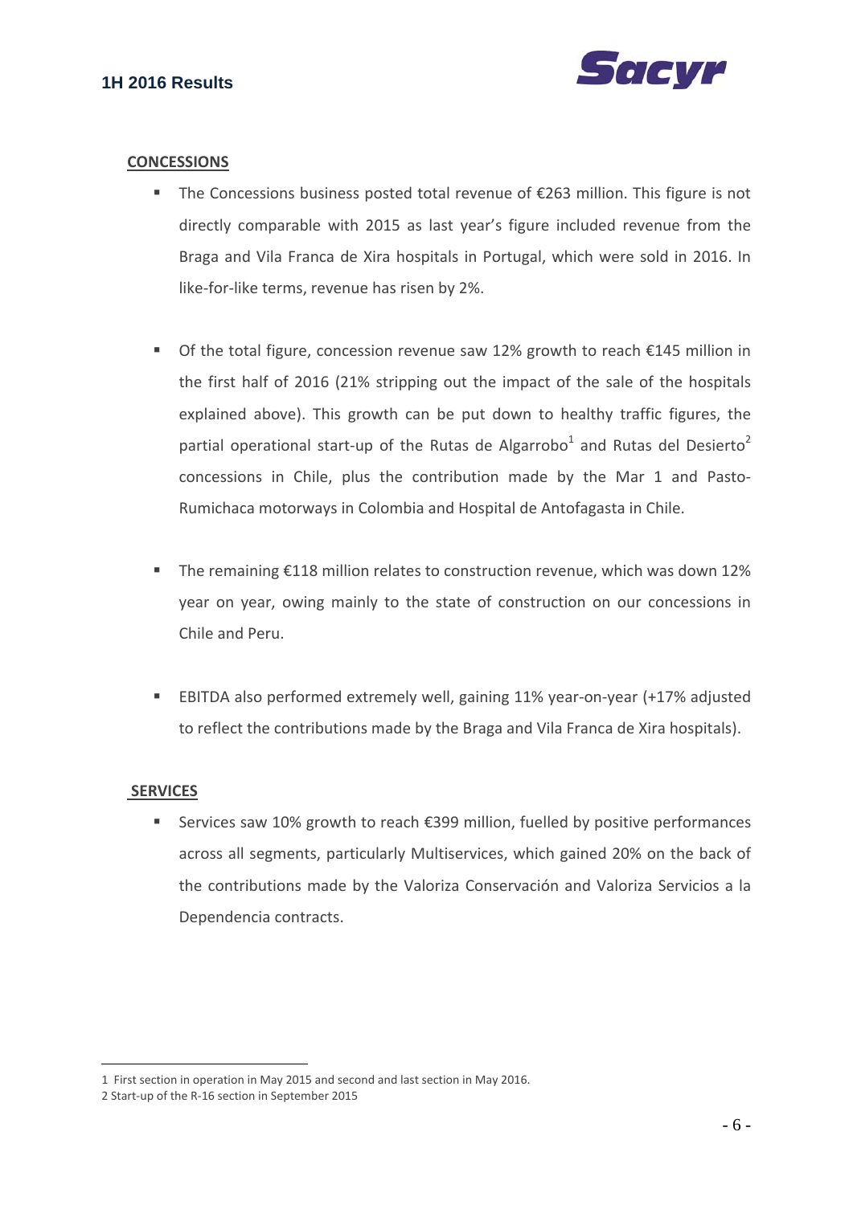## CONCESSIONS

- The Concessions business posted total revenue of €263 million. This figure is not directly comparable with 2015 as last year's figure included revenue from the Braga and Vila Franca de Xira hospitals in Portugal, which were sold in 2016. In like-for-like terms, revenue has risen by 2%.

- Of the total figure, concession revenue saw 12% growth to reach €145 million in the first half of 2016 (21% stripping out the impact of the sale of the hospitals explained above). This growth can be put down to healthy traffic figures, the partial operational start-up of the Rutas de Algarrobo[1] and Rutas del Desierto[2] concessions in Chile, plus the contribution made by the Mar 1 and Pasto-Rumichaca motorways in Colombia and Hospital de Antofagasta in Chile.

- The remaining €118 million relates to construction revenue, which was down 12% year on year, owing mainly to the state of construction on our concessions in Chile and Peru.

- EBITDA also performed extremely well, gaining 11% year-on-year (+17% adjusted to reflect the contributions made by the Braga and Vila Franca de Xira hospitals).

## SERVICES

- Services saw 10% growth to reach €399 million, fuelled by positive performances across all segments, particularly Multiservices, which gained 20% on the back of the contributions made by the Valoriza Conservación and Valoriza Servicios a la Dependencia contracts.

---

1 First section in operation in May 2015 and second and last section in May 2016.

2 Start-up of the R-16 section in September 2015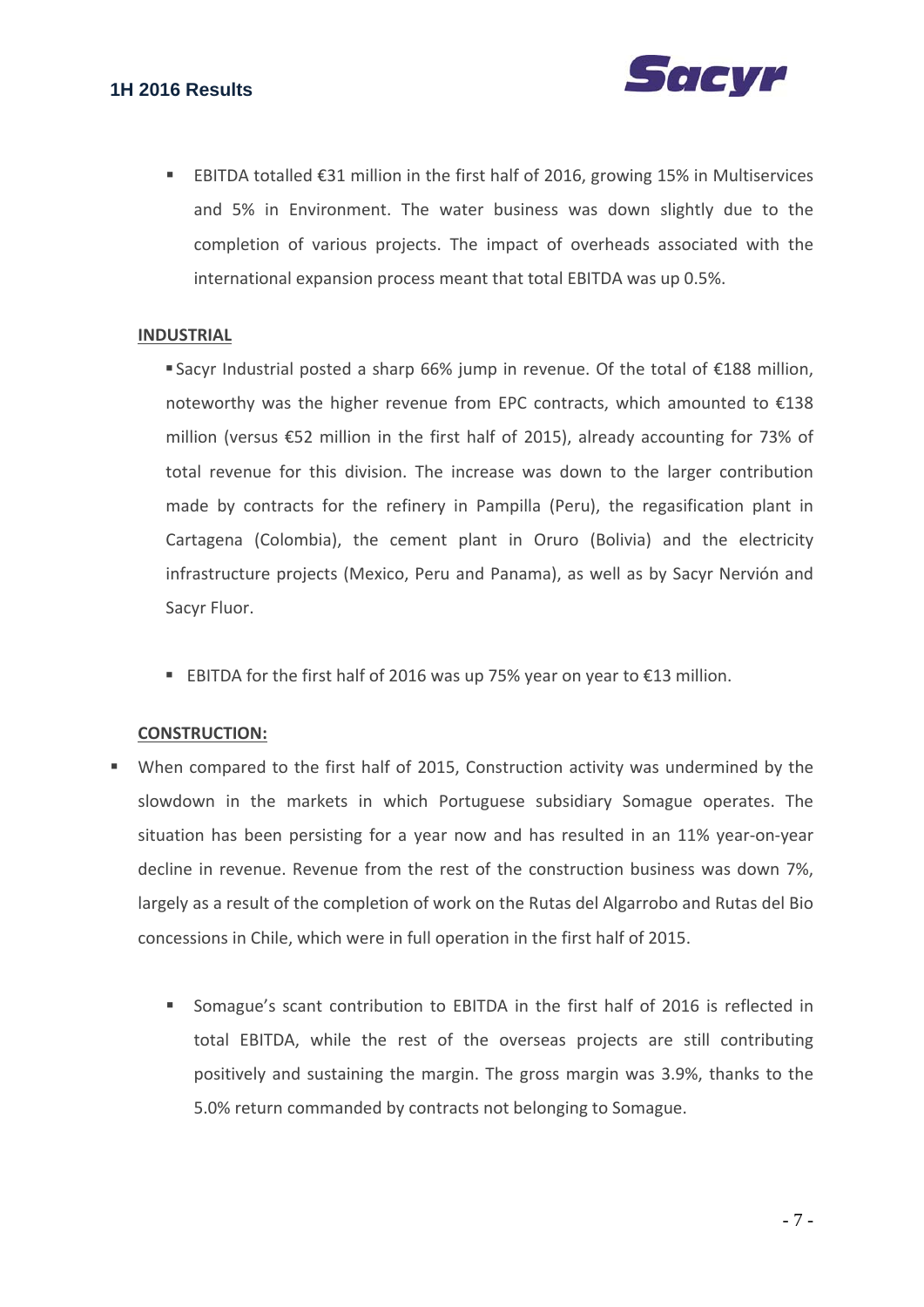- EBITDA totalled €31 million in the first half of 2016, growing 15% in Multiservices and 5% in Environment. The water business was down slightly due to the completion of various projects. The impact of overheads associated with the international expansion process meant that total EBITDA was up 0.5%.

**INDUSTRIAL**

- Sacyr Industrial posted a sharp 66% jump in revenue. Of the total of €188 million, noteworthy was the higher revenue from EPC contracts, which amounted to €138 million (versus €52 million in the first half of 2015), already accounting for 73% of total revenue for this division. The increase was down to the larger contribution made by contracts for the refinery in Pampilla (Peru), the regasification plant in Cartagena (Colombia), the cement plant in Oruro (Bolivia) and the electricity infrastructure projects (Mexico, Peru and Panama), as well as by Sacyr Nervión and Sacyr Fluor.

- EBITDA for the first half of 2016 was up 75% year on year to €13 million.

**CONSTRUCTION:**

- When compared to the first half of 2015, Construction activity was undermined by the slowdown in the markets in which Portuguese subsidiary Somague operates. The situation has been persisting for a year now and has resulted in an 11% year-on-year decline in revenue. Revenue from the rest of the construction business was down 7%, largely as a result of the completion of work on the Rutas del Algarrobo and Rutas del Bio concessions in Chile, which were in full operation in the first half of 2015.

  - Somague's scant contribution to EBITDA in the first half of 2016 is reflected in total EBITDA, while the rest of the overseas projects are still contributing positively and sustaining the margin. The gross margin was 3.9%, thanks to the 5.0% return commanded by contracts not belonging to Somague.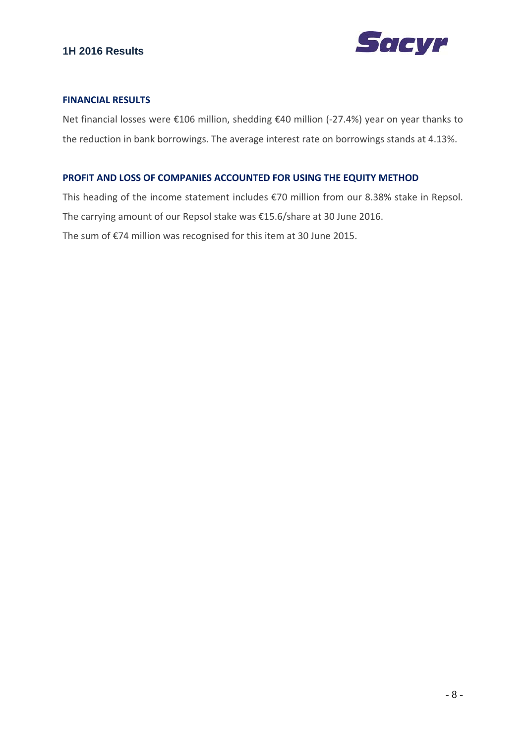## FINANCIAL RESULTS

Net financial losses were €106 million, shedding €40 million (-27.4%) year on year thanks to the reduction in bank borrowings. The average interest rate on borrowings stands at 4.13%.

## PROFIT AND LOSS OF COMPANIES ACCOUNTED FOR USING THE EQUITY METHOD

This heading of the income statement includes €70 million from our 8.38% stake in Repsol. The carrying amount of our Repsol stake was €15.6/share at 30 June 2016.

The sum of €74 million was recognised for this item at 30 June 2015.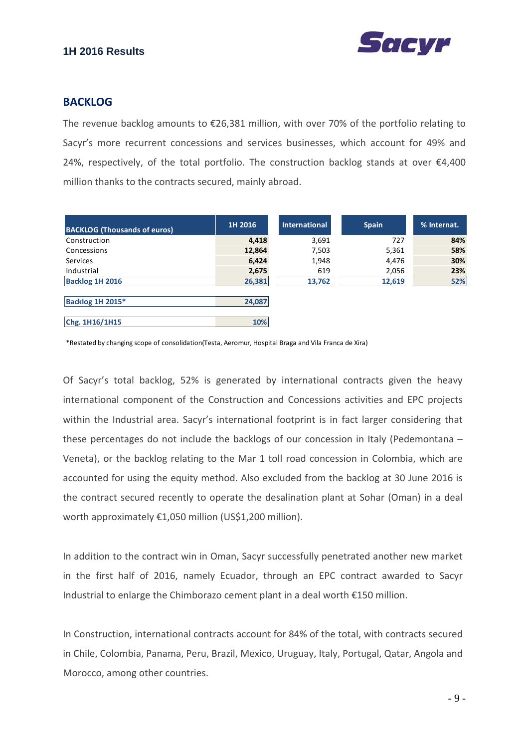## BACKLOG

The revenue backlog amounts to €26,381 million, with over 70% of the portfolio relating to Sacyr's more recurrent concessions and services businesses, which account for 49% and 24%, respectively, of the total portfolio. The construction backlog stands at over €4,400 million thanks to the contracts secured, mainly abroad.

| BACKLOG (Thousands of euros) | 1H 2016 | International | Spain | % Internat. |
|---|---|---|---|---|
| Construction | **4,418** | 3,691 | 727 | **84%** |
| Concessions | **12,864** | 7,503 | 5,361 | **58%** |
| Services | **6,424** | 1,948 | 4,476 | **30%** |
| Industrial | **2,675** | 619 | 2,056 | **23%** |
| **Backlog 1H 2016** | **26,381** | **13,762** | **12,619** | **52%** |
| **Backlog 1H 2015*** | **24,087** | | | |
| **Chg. 1H16/1H15** | **10%** | | | |

*Restated by changing scope of consolidation(Testa, Aeromur, Hospital Braga and Vila Franca de Xira)

Of Sacyr's total backlog, 52% is generated by international contracts given the heavy international component of the Construction and Concessions activities and EPC projects within the Industrial area. Sacyr's international footprint is in fact larger considering that these percentages do not include the backlogs of our concession in Italy (Pedemontana – Veneta), or the backlog relating to the Mar 1 toll road concession in Colombia, which are accounted for using the equity method. Also excluded from the backlog at 30 June 2016 is the contract secured recently to operate the desalination plant at Sohar (Oman) in a deal worth approximately €1,050 million (US$1,200 million).

In addition to the contract win in Oman, Sacyr successfully penetrated another new market in the first half of 2016, namely Ecuador, through an EPC contract awarded to Sacyr Industrial to enlarge the Chimborazo cement plant in a deal worth €150 million.

In Construction, international contracts account for 84% of the total, with contracts secured in Chile, Colombia, Panama, Peru, Brazil, Mexico, Uruguay, Italy, Portugal, Qatar, Angola and Morocco, among other countries.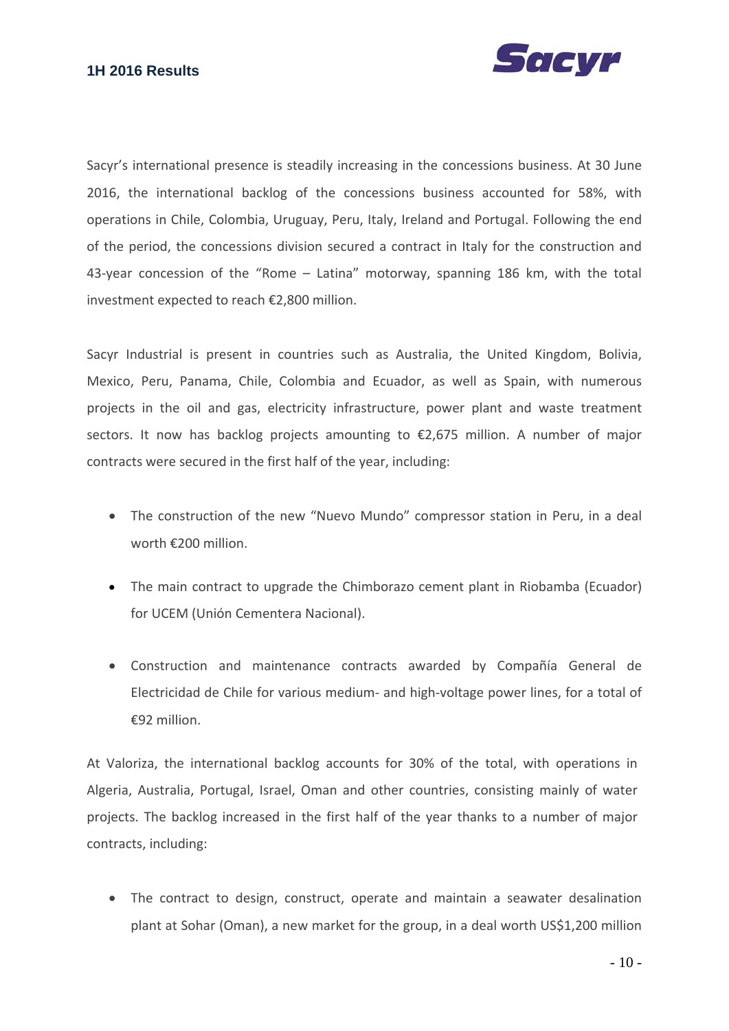Sacyr's international presence is steadily increasing in the concessions business. At 30 June 2016, the international backlog of the concessions business accounted for 58%, with operations in Chile, Colombia, Uruguay, Peru, Italy, Ireland and Portugal. Following the end of the period, the concessions division secured a contract in Italy for the construction and 43-year concession of the "Rome – Latina" motorway, spanning 186 km, with the total investment expected to reach €2,800 million.

Sacyr Industrial is present in countries such as Australia, the United Kingdom, Bolivia, Mexico, Peru, Panama, Chile, Colombia and Ecuador, as well as Spain, with numerous projects in the oil and gas, electricity infrastructure, power plant and waste treatment sectors. It now has backlog projects amounting to €2,675 million. A number of major contracts were secured in the first half of the year, including:

- The construction of the new "Nuevo Mundo" compressor station in Peru, in a deal worth €200 million.
- The main contract to upgrade the Chimborazo cement plant in Riobamba (Ecuador) for UCEM (Unión Cementera Nacional).
- Construction and maintenance contracts awarded by Compañía General de Electricidad de Chile for various medium- and high-voltage power lines, for a total of €92 million.

At Valoriza, the international backlog accounts for 30% of the total, with operations in Algeria, Australia, Portugal, Israel, Oman and other countries, consisting mainly of water projects. The backlog increased in the first half of the year thanks to a number of major contracts, including:

- The contract to design, construct, operate and maintain a seawater desalination plant at Sohar (Oman), a new market for the group, in a deal worth US$1,200 million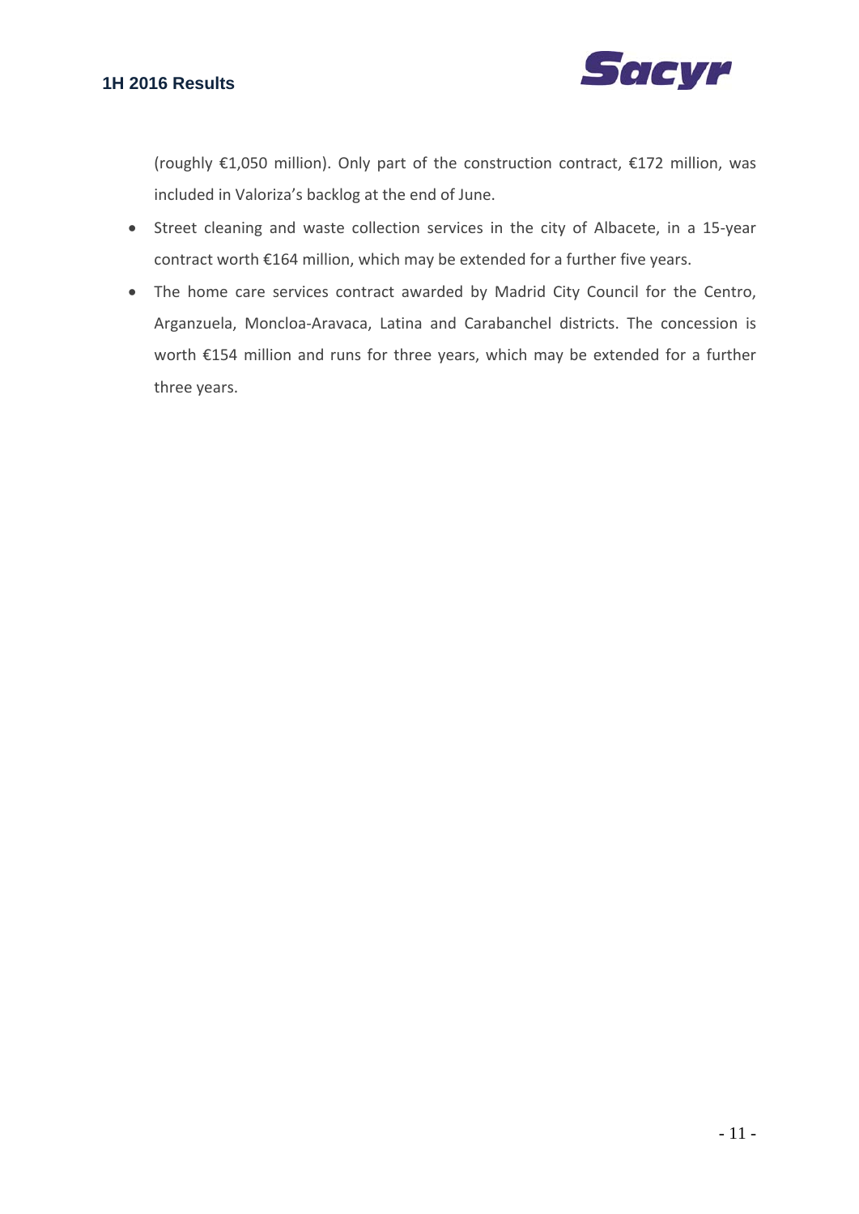(roughly €1,050 million). Only part of the construction contract, €172 million, was included in Valoriza's backlog at the end of June.

- Street cleaning and waste collection services in the city of Albacete, in a 15-year contract worth €164 million, which may be extended for a further five years.
- The home care services contract awarded by Madrid City Council for the Centro, Arganzuela, Moncloa-Aravaca, Latina and Carabanchel districts. The concession is worth €154 million and runs for three years, which may be extended for a further three years.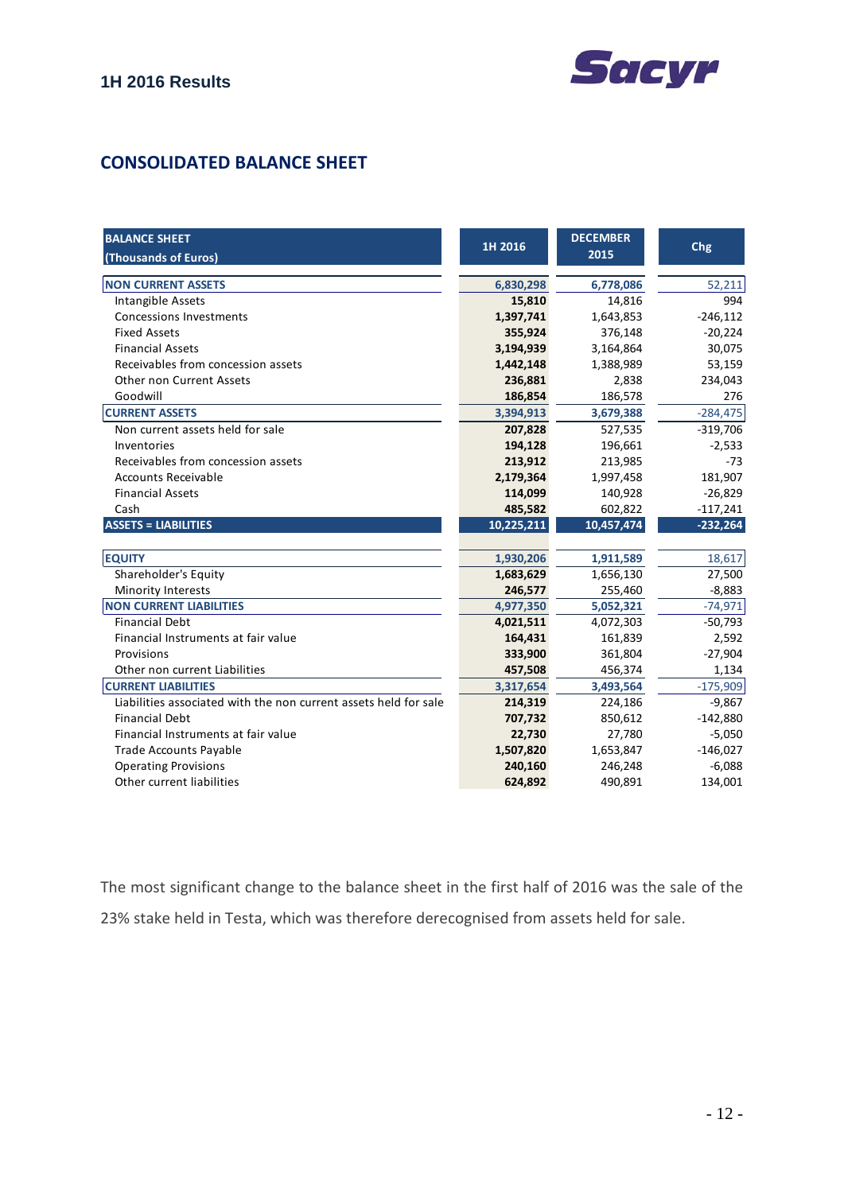## CONSOLIDATED BALANCE SHEET

| BALANCE SHEET (Thousands of Euros) | 1H 2016 | DECEMBER 2015 | Chg |
|---|---|---|---|
| **NON CURRENT ASSETS** | **6,830,298** | **6,778,086** | 52,211 |
| Intangible Assets | **15,810** | 14,816 | 994 |
| Concessions Investments | **1,397,741** | 1,643,853 | -246,112 |
| Fixed Assets | **355,924** | 376,148 | -20,224 |
| Financial Assets | **3,194,939** | 3,164,864 | 30,075 |
| Receivables from concession assets | **1,442,148** | 1,388,989 | 53,159 |
| Other non Current Assets | **236,881** | 2,838 | 234,043 |
| Goodwill | **186,854** | 186,578 | 276 |
| **CURRENT ASSETS** | **3,394,913** | **3,679,388** | -284,475 |
| Non current assets held for sale | **207,828** | 527,535 | -319,706 |
| Inventories | **194,128** | 196,661 | -2,533 |
| Receivables from concession assets | **213,912** | 213,985 | -73 |
| Accounts Receivable | **2,179,364** | 1,997,458 | 181,907 |
| Financial Assets | **114,099** | 140,928 | -26,829 |
| Cash | **485,582** | 602,822 | -117,241 |
| **ASSETS = LIABILITIES** | **10,225,211** | **10,457,474** | **-232,264** |
| **EQUITY** | **1,930,206** | **1,911,589** | 18,617 |
| Shareholder's Equity | **1,683,629** | 1,656,130 | 27,500 |
| Minority Interests | **246,577** | 255,460 | -8,883 |
| **NON CURRENT LIABILITIES** | **4,977,350** | **5,052,321** | -74,971 |
| Financial Debt | **4,021,511** | 4,072,303 | -50,793 |
| Financial Instruments at fair value | **164,431** | 161,839 | 2,592 |
| Provisions | **333,900** | 361,804 | -27,904 |
| Other non current Liabilities | **457,508** | 456,374 | 1,134 |
| **CURRENT LIABILITIES** | **3,317,654** | **3,493,564** | -175,909 |
| Liabilities associated with the non current assets held for sale | **214,319** | 224,186 | -9,867 |
| Financial Debt | **707,732** | 850,612 | -142,880 |
| Financial Instruments at fair value | **22,730** | 27,780 | -5,050 |
| Trade Accounts Payable | **1,507,820** | 1,653,847 | -146,027 |
| Operating Provisions | **240,160** | 246,248 | -6,088 |
| Other current liabilities | **624,892** | 490,891 | 134,001 |

The most significant change to the balance sheet in the first half of 2016 was the sale of the 23% stake held in Testa, which was therefore derecognised from assets held for sale.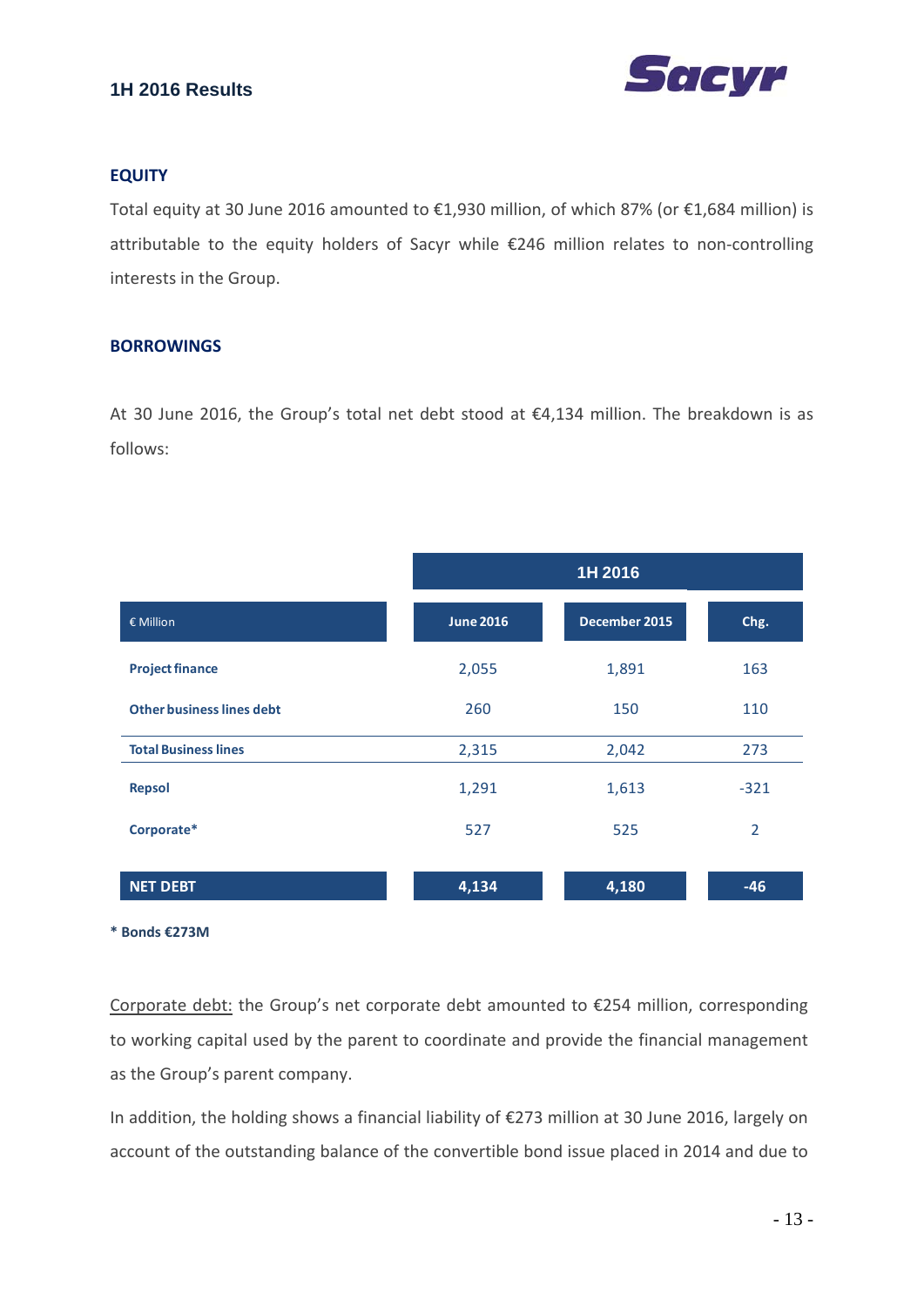## EQUITY

Total equity at 30 June 2016 amounted to €1,930 million, of which 87% (or €1,684 million) is attributable to the equity holders of Sacyr while €246 million relates to non-controlling interests in the Group.

## BORROWINGS

At 30 June 2016, the Group's total net debt stood at €4,134 million. The breakdown is as follows:

| | 1H 2016 | | |
|---|---|---|---|
| € Million | June 2016 | December 2015 | Chg. |
| **Project finance** | 2,055 | 1,891 | 163 |
| **Other business lines debt** | 260 | 150 | 110 |
| **Total Business lines** | 2,315 | 2,042 | 273 |
| **Repsol** | 1,291 | 1,613 | -321 |
| **Corporate*** | 527 | 525 | 2 |
| **NET DEBT** | **4,134** | **4,180** | **-46** |

**\* Bonds €273M**

<u>Corporate debt:</u> the Group's net corporate debt amounted to €254 million, corresponding to working capital used by the parent to coordinate and provide the financial management as the Group's parent company.

In addition, the holding shows a financial liability of €273 million at 30 June 2016, largely on account of the outstanding balance of the convertible bond issue placed in 2014 and due to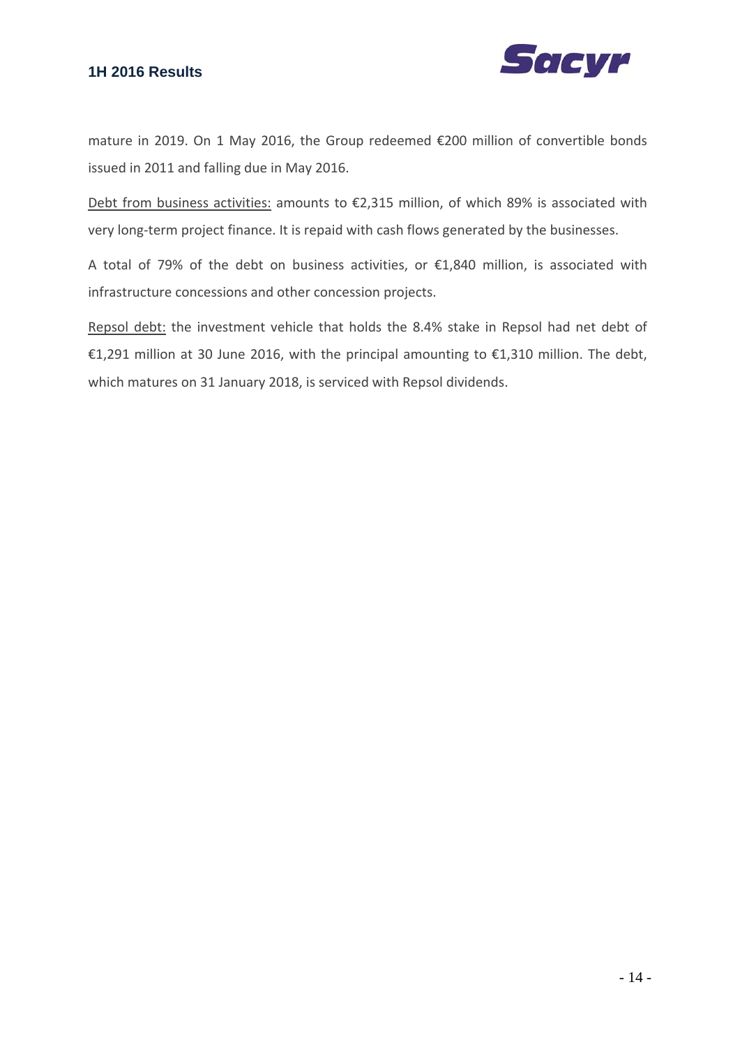mature in 2019. On 1 May 2016, the Group redeemed €200 million of convertible bonds issued in 2011 and falling due in May 2016.

<u>Debt from business activities:</u> amounts to €2,315 million, of which 89% is associated with very long-term project finance. It is repaid with cash flows generated by the businesses.

A total of 79% of the debt on business activities, or €1,840 million, is associated with infrastructure concessions and other concession projects.

<u>Repsol debt:</u> the investment vehicle that holds the 8.4% stake in Repsol had net debt of €1,291 million at 30 June 2016, with the principal amounting to €1,310 million. The debt, which matures on 31 January 2018, is serviced with Repsol dividends.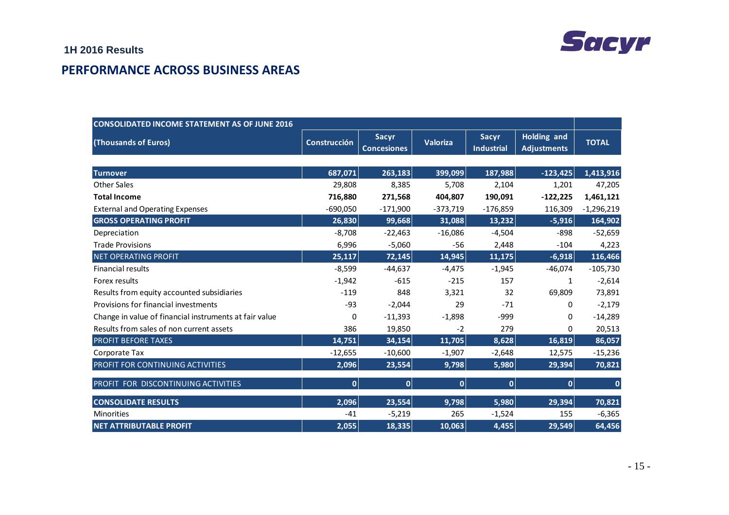## PERFORMANCE ACROSS BUSINESS AREAS

| CONSOLIDATED INCOME STATEMENT AS OF JUNE 2016 | | | | | | |
|---|---|---|---|---|---|---|
| **(Thousands of Euros)** | **Construcción** | **Sacyr Concesiones** | **Valoriza** | **Sacyr Industrial** | **Holding and Adjustments** | **TOTAL** |
| **Turnover** | **687,071** | **263,183** | **399,099** | **187,988** | **-123,425** | **1,413,916** |
| Other Sales | 29,808 | 8,385 | 5,708 | 2,104 | 1,201 | 47,205 |
| **Total Income** | **716,880** | **271,568** | **404,807** | **190,091** | **-122,225** | **1,461,121** |
| External and Operating Expenses | -690,050 | -171,900 | -373,719 | -176,859 | 116,309 | -1,296,219 |
| **GROSS OPERATING PROFIT** | **26,830** | **99,668** | **31,088** | **13,232** | **-5,916** | **164,902** |
| Depreciation | -8,708 | -22,463 | -16,086 | -4,504 | -898 | -52,659 |
| Trade Provisions | 6,996 | -5,060 | -56 | 2,448 | -104 | 4,223 |
| NET OPERATING PROFIT | **25,117** | **72,145** | **14,945** | **11,175** | **-6,918** | **116,466** |
| Financial results | -8,599 | -44,637 | -4,475 | -1,945 | -46,074 | -105,730 |
| Forex results | -1,942 | -615 | -215 | 157 | 1 | -2,614 |
| Results from equity accounted subsidiaries | -119 | 848 | 3,321 | 32 | 69,809 | 73,891 |
| Provisions for financial investments | -93 | -2,044 | 29 | -71 | 0 | -2,179 |
| Change in value of financial instruments at fair value | 0 | -11,393 | -1,898 | -999 | 0 | -14,289 |
| Results from sales of non current assets | 386 | 19,850 | -2 | 279 | 0 | 20,513 |
| PROFIT BEFORE TAXES | **14,751** | **34,154** | **11,705** | **8,628** | **16,819** | **86,057** |
| Corporate Tax | -12,655 | -10,600 | -1,907 | -2,648 | 12,575 | -15,236 |
| PROFIT FOR CONTINUING ACTIVITIES | **2,096** | **23,554** | **9,798** | **5,980** | **29,394** | **70,821** |
| PROFIT FOR DISCONTINUING ACTIVITIES | **0** | **0** | **0** | **0** | **0** | **0** |
| **CONSOLIDATE RESULTS** | **2,096** | **23,554** | **9,798** | **5,980** | **29,394** | **70,821** |
| Minorities | -41 | -5,219 | 265 | -1,524 | 155 | -6,365 |
| **NET ATTRIBUTABLE PROFIT** | **2,055** | **18,335** | **10,063** | **4,455** | **29,549** | **64,456** |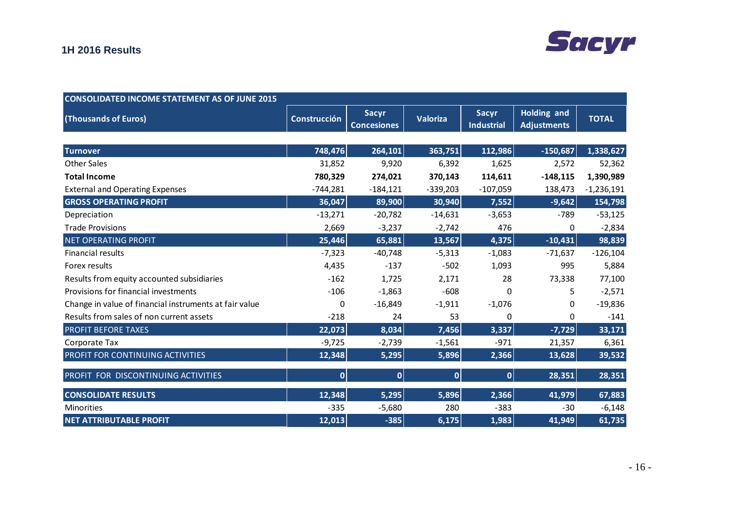| CONSOLIDATED INCOME STATEMENT AS OF JUNE 2015 | | | | | | |
|---|---|---|---|---|---|---|
| (Thousands of Euros) | Construcción | Sacyr Concesiones | Valoriza | Sacyr Industrial | Holding and Adjustments | TOTAL |
| **Turnover** | 748,476 | 264,101 | 363,751 | 112,986 | -150,687 | 1,338,627 |
| Other Sales | 31,852 | 9,920 | 6,392 | 1,625 | 2,572 | 52,362 |
| **Total Income** | **780,329** | **274,021** | **370,143** | **114,611** | **-148,115** | **1,390,989** |
| External and Operating Expenses | -744,281 | -184,121 | -339,203 | -107,059 | 138,473 | -1,236,191 |
| **GROSS OPERATING PROFIT** | **36,047** | **89,900** | **30,940** | **7,552** | **-9,642** | **154,798** |
| Depreciation | -13,271 | -20,782 | -14,631 | -3,653 | -789 | -53,125 |
| Trade Provisions | 2,669 | -3,237 | -2,742 | 476 | 0 | -2,834 |
| NET OPERATING PROFIT | 25,446 | 65,881 | 13,567 | 4,375 | -10,431 | 98,839 |
| Financial results | -7,323 | -40,748 | -5,313 | -1,083 | -71,637 | -126,104 |
| Forex results | 4,435 | -137 | -502 | 1,093 | 995 | 5,884 |
| Results from equity accounted subsidiaries | -162 | 1,725 | 2,171 | 28 | 73,338 | 77,100 |
| Provisions for financial investments | -106 | -1,863 | -608 | 0 | 5 | -2,571 |
| Change in value of financial instruments at fair value | 0 | -16,849 | -1,911 | -1,076 | 0 | -19,836 |
| Results from sales of non current assets | -218 | 24 | 53 | 0 | 0 | -141 |
| PROFIT BEFORE TAXES | 22,073 | 8,034 | 7,456 | 3,337 | -7,729 | 33,171 |
| Corporate Tax | -9,725 | -2,739 | -1,561 | -971 | 21,357 | 6,361 |
| PROFIT FOR CONTINUING ACTIVITIES | 12,348 | 5,295 | 5,896 | 2,366 | 13,628 | 39,532 |
| PROFIT FOR DISCONTINUING ACTIVITIES | 0 | 0 | 0 | 0 | 28,351 | 28,351 |
| **CONSOLIDATE RESULTS** | **12,348** | **5,295** | **5,896** | **2,366** | **41,979** | **67,883** |
| Minorities | -335 | -5,680 | 280 | -383 | -30 | -6,148 |
| **NET ATTRIBUTABLE PROFIT** | **12,013** | **-385** | **6,175** | **1,983** | **41,949** | **61,735** |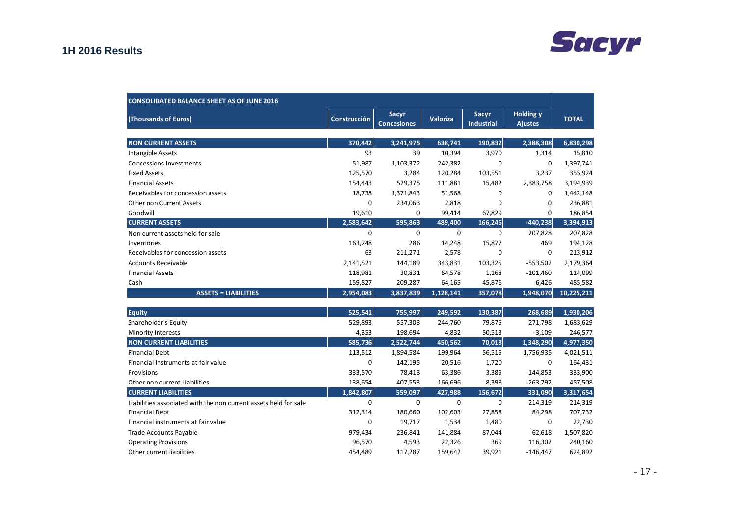| CONSOLIDATED BALANCE SHEET AS OF JUNE 2016 | | | | | | |
|---|---|---|---|---|---|---|
| (Thousands of Euros) | Construcción | Sacyr Concesiones | Valoriza | Sacyr Industrial | Holding y Ajustes | TOTAL |
| **NON CURRENT ASSETS** | **370,442** | **3,241,975** | **638,741** | **190,832** | **2,388,308** | **6,830,298** |
| Intangible Assets | 93 | 39 | 10,394 | 3,970 | 1,314 | 15,810 |
| Concessions Investments | 51,987 | 1,103,372 | 242,382 | 0 | 0 | 1,397,741 |
| Fixed Assets | 125,570 | 3,284 | 120,284 | 103,551 | 3,237 | 355,924 |
| Financial Assets | 154,443 | 529,375 | 111,881 | 15,482 | 2,383,758 | 3,194,939 |
| Receivables for concession assets | 18,738 | 1,371,843 | 51,568 | 0 | 0 | 1,442,148 |
| Other non Current Assets | 0 | 234,063 | 2,818 | 0 | 0 | 236,881 |
| Goodwill | 19,610 | 0 | 99,414 | 67,829 | 0 | 186,854 |
| **CURRENT ASSETS** | **2,583,642** | **595,863** | **489,400** | **166,246** | **-440,238** | **3,394,913** |
| Non current assets held for sale | 0 | 0 | 0 | 0 | 207,828 | 207,828 |
| Inventories | 163,248 | 286 | 14,248 | 15,877 | 469 | 194,128 |
| Receivables for concession assets | 63 | 211,271 | 2,578 | 0 | 0 | 213,912 |
| Accounts Receivable | 2,141,521 | 144,189 | 343,831 | 103,325 | -553,502 | 2,179,364 |
| Financial Assets | 118,981 | 30,831 | 64,578 | 1,168 | -101,460 | 114,099 |
| Cash | 159,827 | 209,287 | 64,165 | 45,876 | 6,426 | 485,582 |
| **ASSETS = LIABILITIES** | **2,954,083** | **3,837,839** | **1,128,141** | **357,078** | **1,948,070** | **10,225,211** |
| **Equity** | **525,541** | **755,997** | **249,592** | **130,387** | **268,689** | **1,930,206** |
| Shareholder's Equity | 529,893 | 557,303 | 244,760 | 79,875 | 271,798 | 1,683,629 |
| Minority Interests | -4,353 | 198,694 | 4,832 | 50,513 | -3,109 | 246,577 |
| **NON CURRENT LIABILITIES** | **585,736** | **2,522,744** | **450,562** | **70,018** | **1,348,290** | **4,977,350** |
| Financial Debt | 113,512 | 1,894,584 | 199,964 | 56,515 | 1,756,935 | 4,021,511 |
| Financial Instruments at fair value | 0 | 142,195 | 20,516 | 1,720 | 0 | 164,431 |
| Provisions | 333,570 | 78,413 | 63,386 | 3,385 | -144,853 | 333,900 |
| Other non current Liabilities | 138,654 | 407,553 | 166,696 | 8,398 | -263,792 | 457,508 |
| **CURRENT LIABILITIES** | **1,842,807** | **559,097** | **427,988** | **156,672** | **331,090** | **3,317,654** |
| Liabilities associated with the non current assets held for sale | 0 | 0 | 0 | 0 | 214,319 | 214,319 |
| Financial Debt | 312,314 | 180,660 | 102,603 | 27,858 | 84,298 | 707,732 |
| Financial instruments at fair value | 0 | 19,717 | 1,534 | 1,480 | 0 | 22,730 |
| Trade Accounts Payable | 979,434 | 236,841 | 141,884 | 87,044 | 62,618 | 1,507,820 |
| Operating Provisions | 96,570 | 4,593 | 22,326 | 369 | 116,302 | 240,160 |
| Other current liabilities | 454,489 | 117,287 | 159,642 | 39,921 | -146,447 | 624,892 |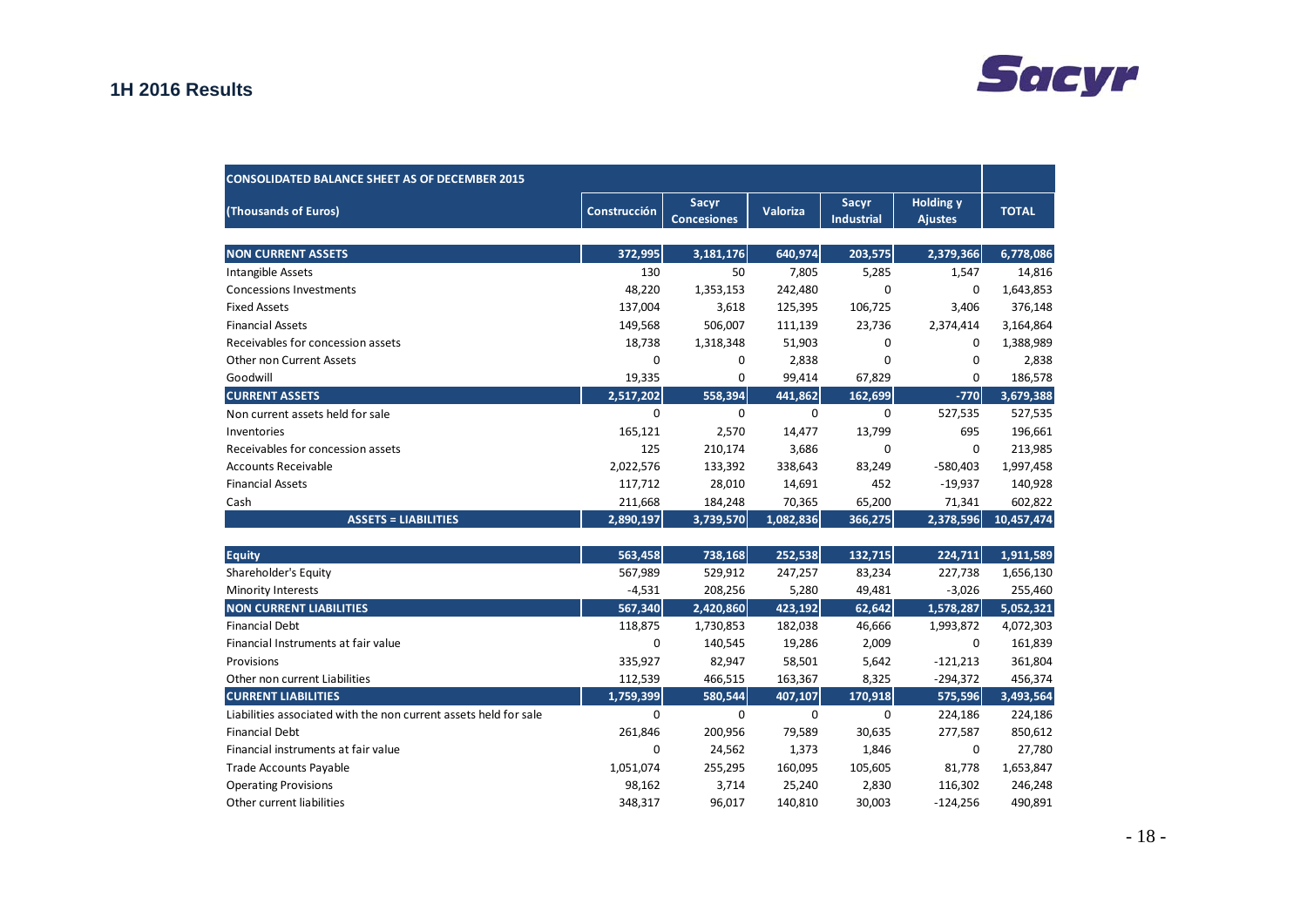| CONSOLIDATED BALANCE SHEET AS OF DECEMBER 2015 | | | | | | |
|---|---|---|---|---|---|---|
| (Thousands of Euros) | Construcción | Sacyr Concesiones | Valoriza | Sacyr Industrial | Holding y Ajustes | TOTAL |
| **NON CURRENT ASSETS** | **372,995** | **3,181,176** | **640,974** | **203,575** | **2,379,366** | **6,778,086** |
| Intangible Assets | 130 | 50 | 7,805 | 5,285 | 1,547 | 14,816 |
| Concessions Investments | 48,220 | 1,353,153 | 242,480 | 0 | 0 | 1,643,853 |
| Fixed Assets | 137,004 | 3,618 | 125,395 | 106,725 | 3,406 | 376,148 |
| Financial Assets | 149,568 | 506,007 | 111,139 | 23,736 | 2,374,414 | 3,164,864 |
| Receivables for concession assets | 18,738 | 1,318,348 | 51,903 | 0 | 0 | 1,388,989 |
| Other non Current Assets | 0 | 0 | 2,838 | 0 | 0 | 2,838 |
| Goodwill | 19,335 | 0 | 99,414 | 67,829 | 0 | 186,578 |
| **CURRENT ASSETS** | **2,517,202** | **558,394** | **441,862** | **162,699** | **-770** | **3,679,388** |
| Non current assets held for sale | 0 | 0 | 0 | 0 | 527,535 | 527,535 |
| Inventories | 165,121 | 2,570 | 14,477 | 13,799 | 695 | 196,661 |
| Receivables for concession assets | 125 | 210,174 | 3,686 | 0 | 0 | 213,985 |
| Accounts Receivable | 2,022,576 | 133,392 | 338,643 | 83,249 | -580,403 | 1,997,458 |
| Financial Assets | 117,712 | 28,010 | 14,691 | 452 | -19,937 | 140,928 |
| Cash | 211,668 | 184,248 | 70,365 | 65,200 | 71,341 | 602,822 |
| **ASSETS = LIABILITIES** | **2,890,197** | **3,739,570** | **1,082,836** | **366,275** | **2,378,596** | **10,457,474** |
| **Equity** | **563,458** | **738,168** | **252,538** | **132,715** | **224,711** | **1,911,589** |
| Shareholder's Equity | 567,989 | 529,912 | 247,257 | 83,234 | 227,738 | 1,656,130 |
| Minority Interests | -4,531 | 208,256 | 5,280 | 49,481 | -3,026 | 255,460 |
| **NON CURRENT LIABILITIES** | **567,340** | **2,420,860** | **423,192** | **62,642** | **1,578,287** | **5,052,321** |
| Financial Debt | 118,875 | 1,730,853 | 182,038 | 46,666 | 1,993,872 | 4,072,303 |
| Financial Instruments at fair value | 0 | 140,545 | 19,286 | 2,009 | 0 | 161,839 |
| Provisions | 335,927 | 82,947 | 58,501 | 5,642 | -121,213 | 361,804 |
| Other non current Liabilities | 112,539 | 466,515 | 163,367 | 8,325 | -294,372 | 456,374 |
| **CURRENT LIABILITIES** | **1,759,399** | **580,544** | **407,107** | **170,918** | **575,596** | **3,493,564** |
| Liabilities associated with the non current assets held for sale | 0 | 0 | 0 | 0 | 224,186 | 224,186 |
| Financial Debt | 261,846 | 200,956 | 79,589 | 30,635 | 277,587 | 850,612 |
| Financial instruments at fair value | 0 | 24,562 | 1,373 | 1,846 | 0 | 27,780 |
| Trade Accounts Payable | 1,051,074 | 255,295 | 160,095 | 105,605 | 81,778 | 1,653,847 |
| Operating Provisions | 98,162 | 3,714 | 25,240 | 2,830 | 116,302 | 246,248 |
| Other current liabilities | 348,317 | 96,017 | 140,810 | 30,003 | -124,256 | 490,891 |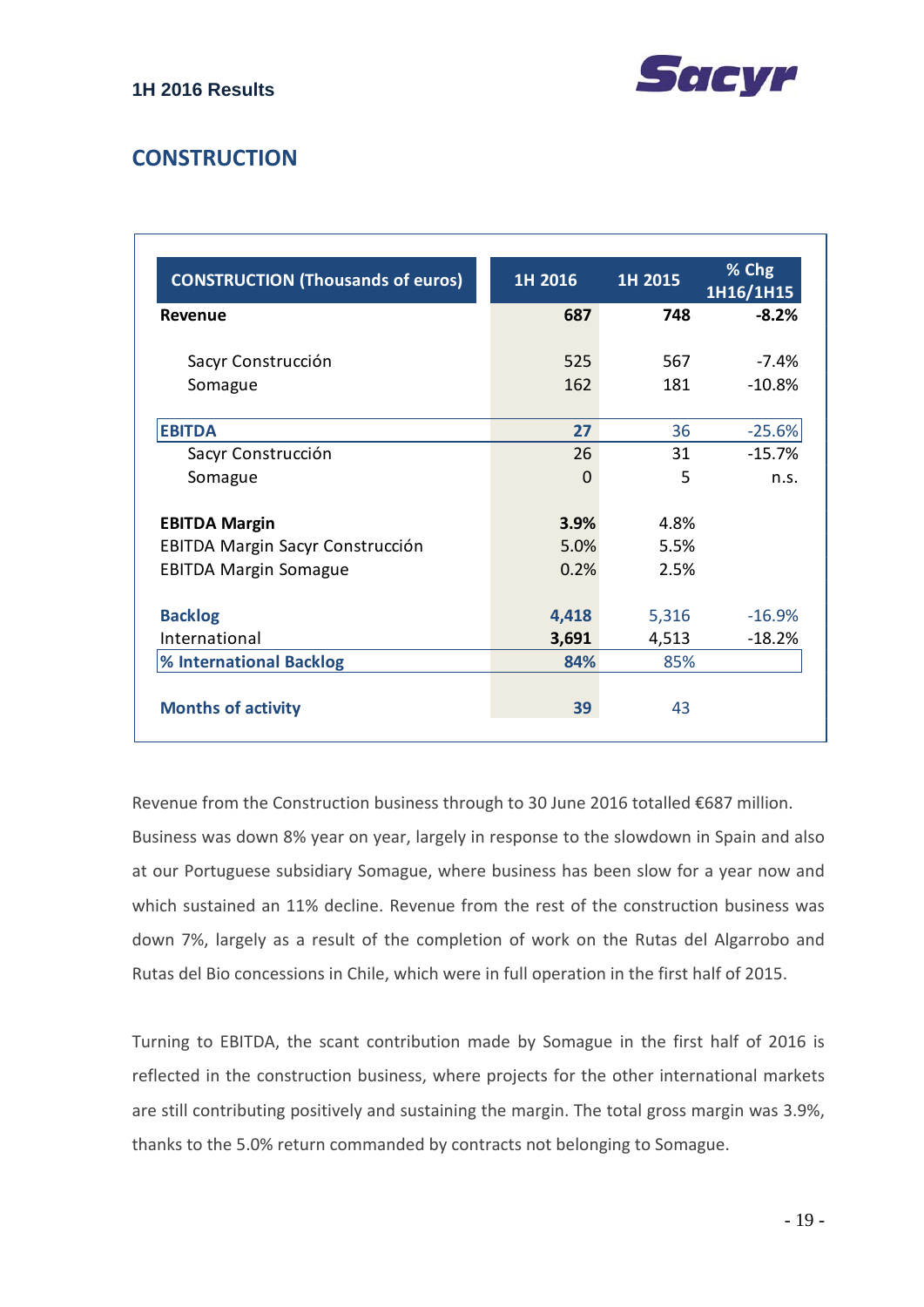## CONSTRUCTION

| CONSTRUCTION (Thousands of euros) | 1H 2016 | 1H 2015 | % Chg 1H16/1H15 |
|---|---|---|---|
| **Revenue** | **687** | **748** | **-8.2%** |
| Sacyr Construcción | 525 | 567 | -7.4% |
| Somague | 162 | 181 | -10.8% |
| **EBITDA** | **27** | 36 | -25.6% |
| Sacyr Construcción | 26 | 31 | -15.7% |
| Somague | 0 | 5 | n.s. |
| **EBITDA Margin** | **3.9%** | 4.8% | |
| EBITDA Margin Sacyr Construcción | 5.0% | 5.5% | |
| EBITDA Margin Somague | 0.2% | 2.5% | |
| **Backlog** | **4,418** | 5,316 | -16.9% |
| International | **3,691** | 4,513 | -18.2% |
| **% International Backlog** | **84%** | 85% | |
| **Months of activity** | **39** | 43 | |

Revenue from the Construction business through to 30 June 2016 totalled €687 million. Business was down 8% year on year, largely in response to the slowdown in Spain and also at our Portuguese subsidiary Somague, where business has been slow for a year now and which sustained an 11% decline. Revenue from the rest of the construction business was down 7%, largely as a result of the completion of work on the Rutas del Algarrobo and Rutas del Bio concessions in Chile, which were in full operation in the first half of 2015.

Turning to EBITDA, the scant contribution made by Somague in the first half of 2016 is reflected in the construction business, where projects for the other international markets are still contributing positively and sustaining the margin. The total gross margin was 3.9%, thanks to the 5.0% return commanded by contracts not belonging to Somague.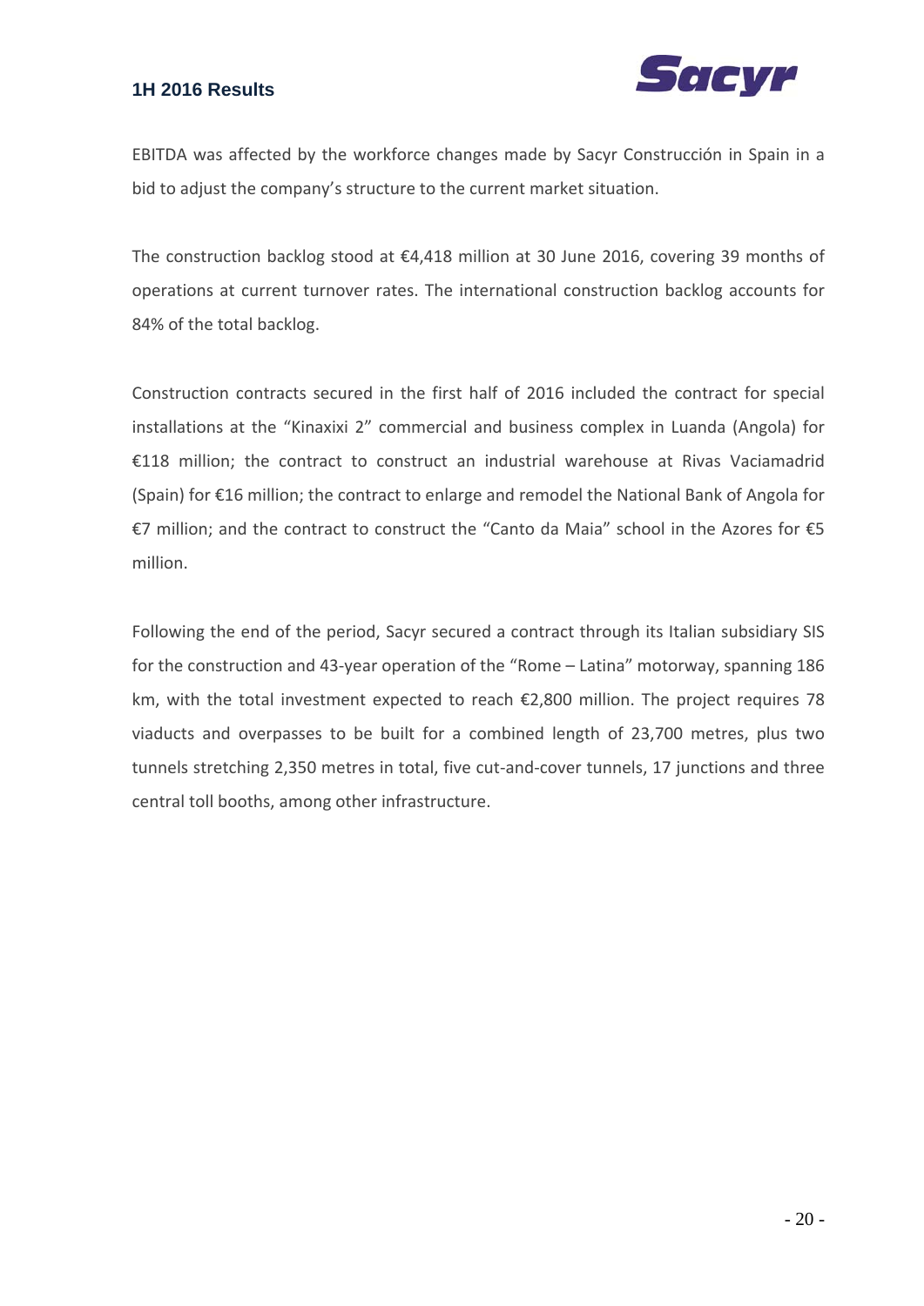EBITDA was affected by the workforce changes made by Sacyr Construcción in Spain in a bid to adjust the company's structure to the current market situation.

The construction backlog stood at €4,418 million at 30 June 2016, covering 39 months of operations at current turnover rates. The international construction backlog accounts for 84% of the total backlog.

Construction contracts secured in the first half of 2016 included the contract for special installations at the "Kinaxixi 2" commercial and business complex in Luanda (Angola) for €118 million; the contract to construct an industrial warehouse at Rivas Vaciamadrid (Spain) for €16 million; the contract to enlarge and remodel the National Bank of Angola for €7 million; and the contract to construct the "Canto da Maia" school in the Azores for €5 million.

Following the end of the period, Sacyr secured a contract through its Italian subsidiary SIS for the construction and 43-year operation of the "Rome – Latina" motorway, spanning 186 km, with the total investment expected to reach €2,800 million. The project requires 78 viaducts and overpasses to be built for a combined length of 23,700 metres, plus two tunnels stretching 2,350 metres in total, five cut-and-cover tunnels, 17 junctions and three central toll booths, among other infrastructure.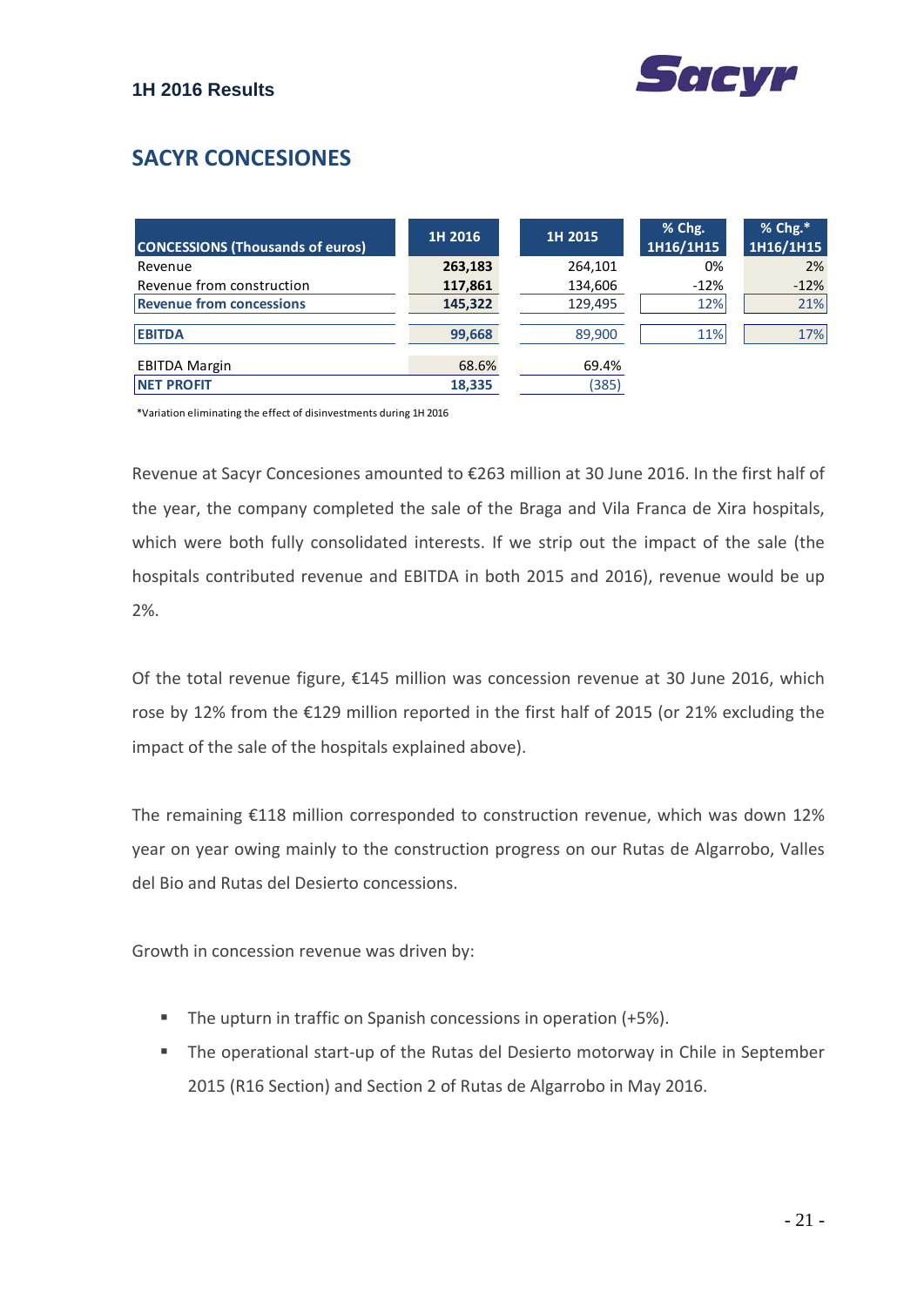## SACYR CONCESIONES

| CONCESSIONS (Thousands of euros) | 1H 2016 | 1H 2015 | % Chg. 1H16/1H15 | % Chg.* 1H16/1H15 |
|---|---|---|---|---|
| Revenue | **263,183** | 264,101 | 0% | 2% |
| Revenue from construction | **117,861** | 134,606 | -12% | -12% |
| **Revenue from concessions** | **145,322** | 129,495 | 12% | 21% |
| **EBITDA** | **99,668** | 89,900 | 11% | 17% |
| EBITDA Margin | 68.6% | 69.4% | | |
| **NET PROFIT** | **18,335** | (385) | | |

*Variation eliminating the effect of disinvestments during 1H 2016

Revenue at Sacyr Concesiones amounted to €263 million at 30 June 2016. In the first half of the year, the company completed the sale of the Braga and Vila Franca de Xira hospitals, which were both fully consolidated interests. If we strip out the impact of the sale (the hospitals contributed revenue and EBITDA in both 2015 and 2016), revenue would be up 2%.

Of the total revenue figure, €145 million was concession revenue at 30 June 2016, which rose by 12% from the €129 million reported in the first half of 2015 (or 21% excluding the impact of the sale of the hospitals explained above).

The remaining €118 million corresponded to construction revenue, which was down 12% year on year owing mainly to the construction progress on our Rutas de Algarrobo, Valles del Bio and Rutas del Desierto concessions.

Growth in concession revenue was driven by:

- The upturn in traffic on Spanish concessions in operation (+5%).
- The operational start-up of the Rutas del Desierto motorway in Chile in September 2015 (R16 Section) and Section 2 of Rutas de Algarrobo in May 2016.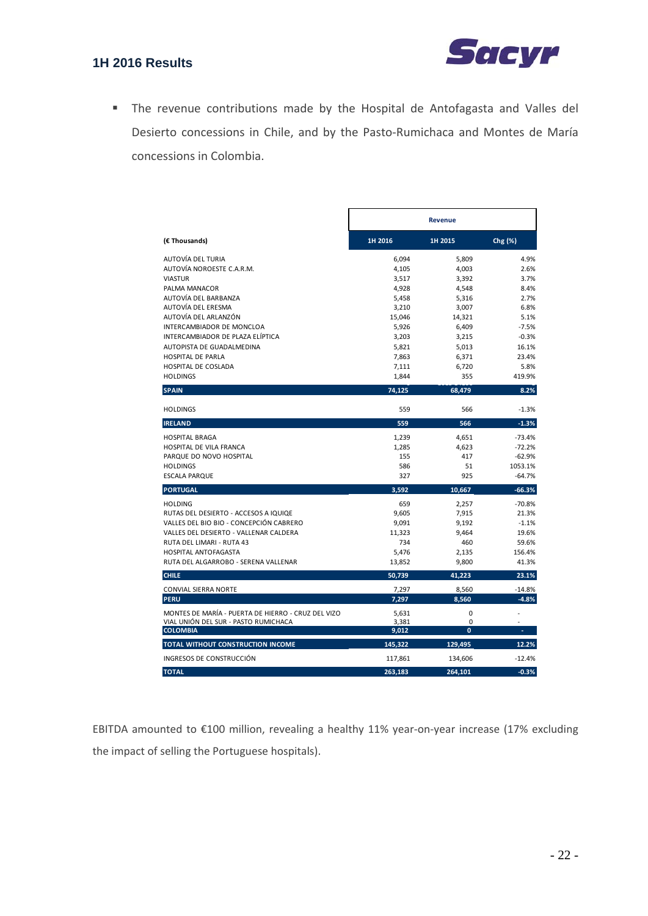- The revenue contributions made by the Hospital de Antofagasta and Valles del Desierto concessions in Chile, and by the Pasto-Rumichaca and Montes de María concessions in Colombia.

| (€ Thousands) | Revenue | | |
|---|---|---|---|
| | 1H 2016 | 1H 2015 | Chg (%) |
| AUTOVÍA DEL TURIA | 6,094 | 5,809 | 4.9% |
| AUTOVÍA NOROESTE C.A.R.M. | 4,105 | 4,003 | 2.6% |
| VIASTUR | 3,517 | 3,392 | 3.7% |
| PALMA MANACOR | 4,928 | 4,548 | 8.4% |
| AUTOVÍA DEL BARBANZA | 5,458 | 5,316 | 2.7% |
| AUTOVÍA DEL ERESMA | 3,210 | 3,007 | 6.8% |
| AUTOVÍA DEL ARLANZÓN | 15,046 | 14,321 | 5.1% |
| INTERCAMBIADOR DE MONCLOA | 5,926 | 6,409 | -7.5% |
| INTERCAMBIADOR DE PLAZA ELÍPTICA | 3,203 | 3,215 | -0.3% |
| AUTOPISTA DE GUADALMEDINA | 5,821 | 5,013 | 16.1% |
| HOSPITAL DE PARLA | 7,863 | 6,371 | 23.4% |
| HOSPITAL DE COSLADA | 7,111 | 6,720 | 5.8% |
| HOLDINGS | 1,844 | 355 | 419.9% |
| **SPAIN** | **74,125** | **68,479** | **8.2%** |
| HOLDINGS | 559 | 566 | -1.3% |
| **IRELAND** | **559** | **566** | **-1.3%** |
| HOSPITAL BRAGA | 1,239 | 4,651 | -73.4% |
| HOSPITAL DE VILA FRANCA | 1,285 | 4,623 | -72.2% |
| PARQUE DO NOVO HOSPITAL | 155 | 417 | -62.9% |
| HOLDINGS | 586 | 51 | 1053.1% |
| ESCALA PARQUE | 327 | 925 | -64.7% |
| **PORTUGAL** | **3,592** | **10,667** | **-66.3%** |
| HOLDING | 659 | 2,257 | -70.8% |
| RUTAS DEL DESIERTO - ACCESOS A IQUIQE | 9,605 | 7,915 | 21.3% |
| VALLES DEL BIO BIO - CONCEPCIÓN CABRERO | 9,091 | 9,192 | -1.1% |
| VALLES DEL DESIERTO - VALLENAR CALDERA | 11,323 | 9,464 | 19.6% |
| RUTA DEL LIMARI - RUTA 43 | 734 | 460 | 59.6% |
| HOSPITAL ANTOFAGASTA | 5,476 | 2,135 | 156.4% |
| RUTA DEL ALGARROBO - SERENA VALLENAR | 13,852 | 9,800 | 41.3% |
| **CHILE** | **50,739** | **41,223** | **23.1%** |
| CONVIAL SIERRA NORTE | 7,297 | 8,560 | -14.8% |
| **PERU** | **7,297** | **8,560** | **-4.8%** |
| MONTES DE MARÍA - PUERTA DE HIERRO - CRUZ DEL VIZO | 5,631 | 0 | - |
| VIAL UNIÓN DEL SUR - PASTO RUMICHACA | 3,381 | 0 | - |
| **COLOMBIA** | **9,012** | **0** | **-** |
| **TOTAL WITHOUT CONSTRUCTION INCOME** | **145,322** | **129,495** | **12.2%** |
| INGRESOS DE CONSTRUCCIÓN | 117,861 | 134,606 | -12.4% |
| **TOTAL** | **263,183** | **264,101** | **-0.3%** |

EBITDA amounted to €100 million, revealing a healthy 11% year-on-year increase (17% excluding the impact of selling the Portuguese hospitals).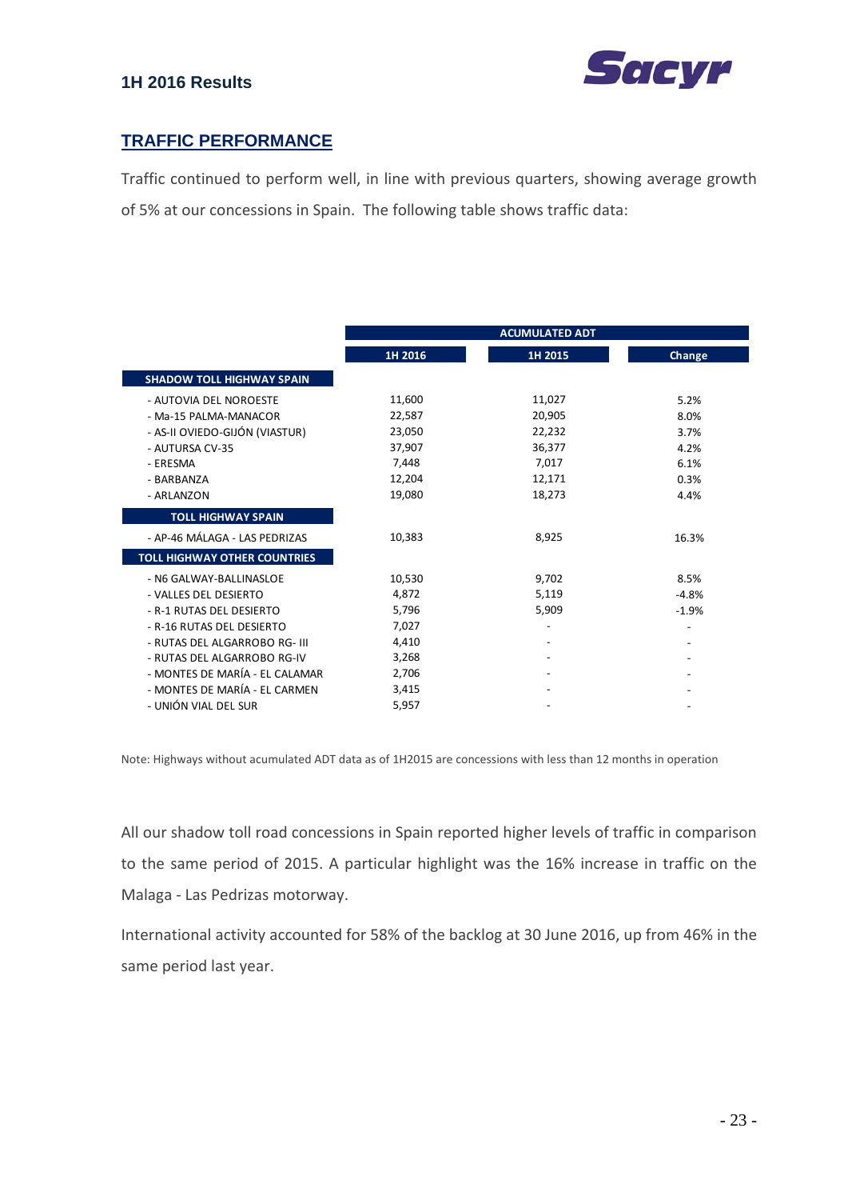## TRAFFIC PERFORMANCE

Traffic continued to perform well, in line with previous quarters, showing average growth of 5% at our concessions in Spain. The following table shows traffic data:

| | ACUMULATED ADT | | |
|---|---|---|---|
| | 1H 2016 | 1H 2015 | Change |
| **SHADOW TOLL HIGHWAY SPAIN** | | | |
| - AUTOVIA DEL NOROESTE | 11,600 | 11,027 | 5.2% |
| - Ma-15 PALMA-MANACOR | 22,587 | 20,905 | 8.0% |
| - AS-II OVIEDO-GIJÓN (VIASTUR) | 23,050 | 22,232 | 3.7% |
| - AUTURSA CV-35 | 37,907 | 36,377 | 4.2% |
| - ERESMA | 7,448 | 7,017 | 6.1% |
| - BARBANZA | 12,204 | 12,171 | 0.3% |
| - ARLANZON | 19,080 | 18,273 | 4.4% |
| **TOLL HIGHWAY SPAIN** | | | |
| - AP-46 MÁLAGA - LAS PEDRIZAS | 10,383 | 8,925 | 16.3% |
| **TOLL HIGHWAY OTHER COUNTRIES** | | | |
| - N6 GALWAY-BALLINASLOE | 10,530 | 9,702 | 8.5% |
| - VALLES DEL DESIERTO | 4,872 | 5,119 | -4.8% |
| - R-1 RUTAS DEL DESIERTO | 5,796 | 5,909 | -1.9% |
| - R-16 RUTAS DEL DESIERTO | 7,027 | - | - |
| - RUTAS DEL ALGARROBO RG- III | 4,410 | - | - |
| - RUTAS DEL ALGARROBO RG-IV | 3,268 | - | - |
| - MONTES DE MARÍA - EL CALAMAR | 2,706 | - | - |
| - MONTES DE MARÍA - EL CARMEN | 3,415 | - | - |
| - UNIÓN VIAL DEL SUR | 5,957 | - | - |

Note: Highways without acumulated ADT data as of 1H2015 are concessions with less than 12 months in operation

All our shadow toll road concessions in Spain reported higher levels of traffic in comparison to the same period of 2015. A particular highlight was the 16% increase in traffic on the Malaga - Las Pedrizas motorway.

International activity accounted for 58% of the backlog at 30 June 2016, up from 46% in the same period last year.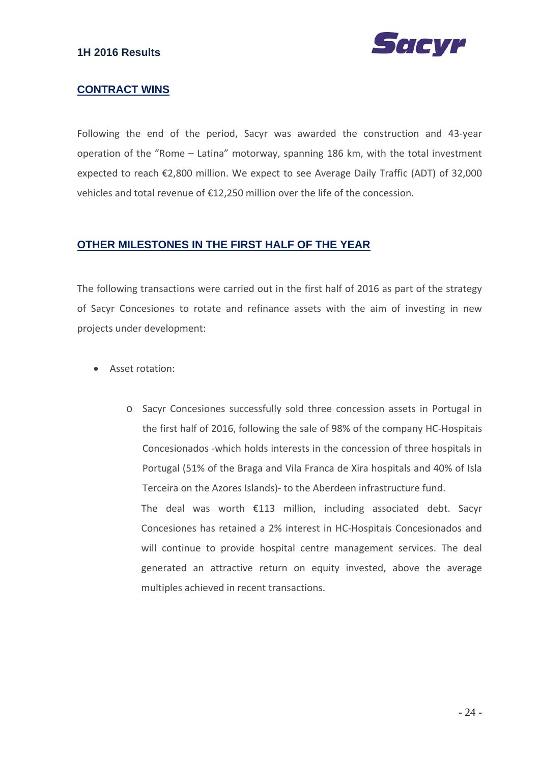## CONTRACT WINS

Following the end of the period, Sacyr was awarded the construction and 43-year operation of the "Rome – Latina" motorway, spanning 186 km, with the total investment expected to reach €2,800 million. We expect to see Average Daily Traffic (ADT) of 32,000 vehicles and total revenue of €12,250 million over the life of the concession.

## OTHER MILESTONES IN THE FIRST HALF OF THE YEAR

The following transactions were carried out in the first half of 2016 as part of the strategy of Sacyr Concesiones to rotate and refinance assets with the aim of investing in new projects under development:

- Asset rotation:
  - Sacyr Concesiones successfully sold three concession assets in Portugal in the first half of 2016, following the sale of 98% of the company HC-Hospitais Concesionados -which holds interests in the concession of three hospitals in Portugal (51% of the Braga and Vila Franca de Xira hospitals and 40% of Isla Terceira on the Azores Islands)- to the Aberdeen infrastructure fund.

    The deal was worth €113 million, including associated debt. Sacyr Concesiones has retained a 2% interest in HC-Hospitais Concesionados and will continue to provide hospital centre management services. The deal generated an attractive return on equity invested, above the average multiples achieved in recent transactions.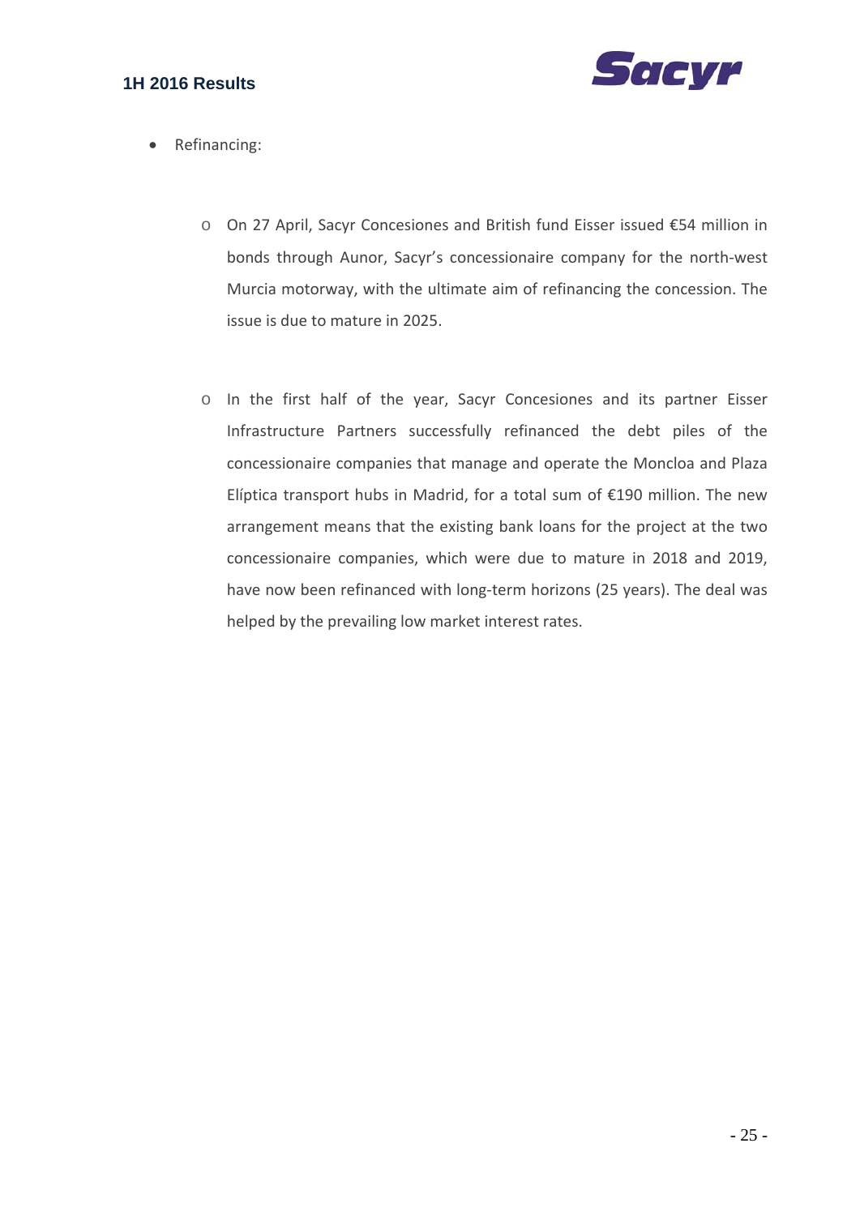- Refinancing:

  - On 27 April, Sacyr Concesiones and British fund Eisser issued €54 million in bonds through Aunor, Sacyr's concessionaire company for the north-west Murcia motorway, with the ultimate aim of refinancing the concession. The issue is due to mature in 2025.

  - In the first half of the year, Sacyr Concesiones and its partner Eisser Infrastructure Partners successfully refinanced the debt piles of the concessionaire companies that manage and operate the Moncloa and Plaza Elíptica transport hubs in Madrid, for a total sum of €190 million. The new arrangement means that the existing bank loans for the project at the two concessionaire companies, which were due to mature in 2018 and 2019, have now been refinanced with long-term horizons (25 years). The deal was helped by the prevailing low market interest rates.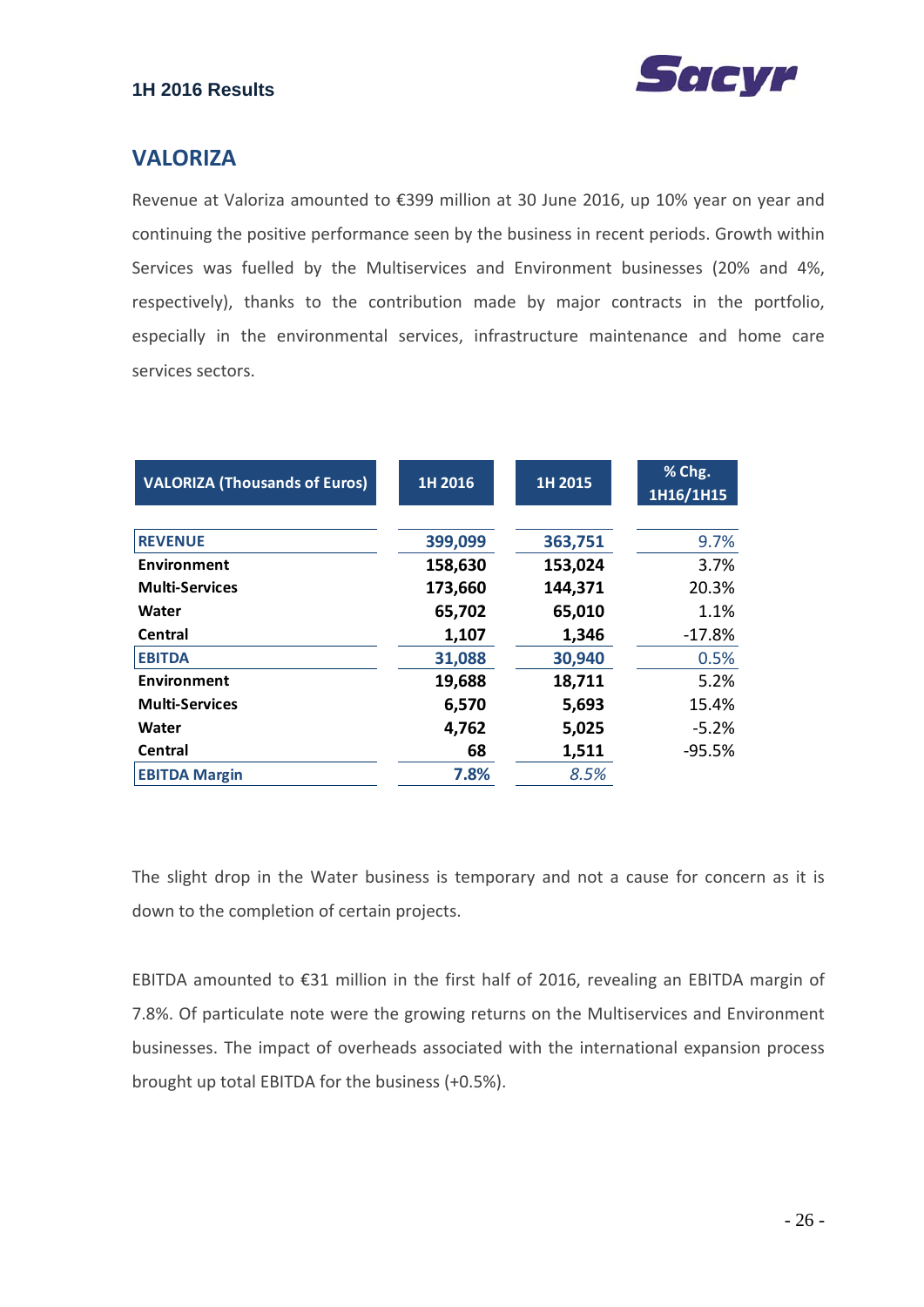## VALORIZA

Revenue at Valoriza amounted to €399 million at 30 June 2016, up 10% year on year and continuing the positive performance seen by the business in recent periods. Growth within Services was fuelled by the Multiservices and Environment businesses (20% and 4%, respectively), thanks to the contribution made by major contracts in the portfolio, especially in the environmental services, infrastructure maintenance and home care services sectors.

| VALORIZA (Thousands of Euros) | 1H 2016 | 1H 2015 | % Chg. 1H16/1H15 |
|---|---|---|---|
| **REVENUE** | **399,099** | **363,751** | 9.7% |
| **Environment** | **158,630** | **153,024** | 3.7% |
| **Multi-Services** | **173,660** | **144,371** | 20.3% |
| **Water** | **65,702** | **65,010** | 1.1% |
| **Central** | **1,107** | **1,346** | -17.8% |
| **EBITDA** | **31,088** | **30,940** | 0.5% |
| **Environment** | **19,688** | **18,711** | 5.2% |
| **Multi-Services** | **6,570** | **5,693** | 15.4% |
| **Water** | **4,762** | **5,025** | -5.2% |
| **Central** | **68** | **1,511** | -95.5% |
| **EBITDA Margin** | **7.8%** | *8.5%* | |

The slight drop in the Water business is temporary and not a cause for concern as it is down to the completion of certain projects.

EBITDA amounted to €31 million in the first half of 2016, revealing an EBITDA margin of 7.8%. Of particulate note were the growing returns on the Multiservices and Environment businesses. The impact of overheads associated with the international expansion process brought up total EBITDA for the business (+0.5%).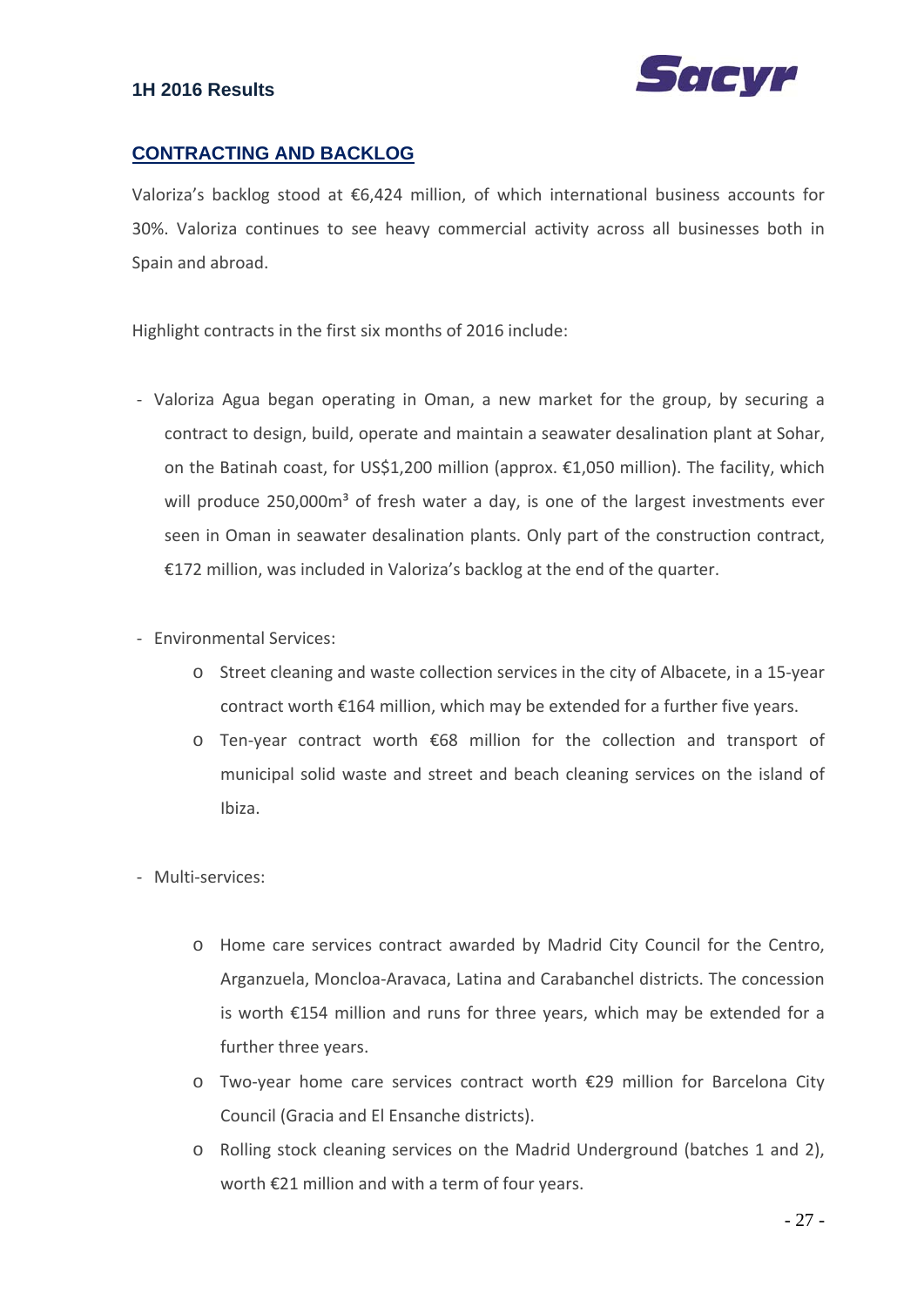## CONTRACTING AND BACKLOG

Valoriza's backlog stood at €6,424 million, of which international business accounts for 30%. Valoriza continues to see heavy commercial activity across all businesses both in Spain and abroad.

Highlight contracts in the first six months of 2016 include:

- Valoriza Agua began operating in Oman, a new market for the group, by securing a contract to design, build, operate and maintain a seawater desalination plant at Sohar, on the Batinah coast, for US$1,200 million (approx. €1,050 million). The facility, which will produce 250,000m³ of fresh water a day, is one of the largest investments ever seen in Oman in seawater desalination plants. Only part of the construction contract, €172 million, was included in Valoriza's backlog at the end of the quarter.

- Environmental Services:
  - Street cleaning and waste collection services in the city of Albacete, in a 15-year contract worth €164 million, which may be extended for a further five years.
  - Ten-year contract worth €68 million for the collection and transport of municipal solid waste and street and beach cleaning services on the island of Ibiza.

- Multi-services:
  - Home care services contract awarded by Madrid City Council for the Centro, Arganzuela, Moncloa-Aravaca, Latina and Carabanchel districts. The concession is worth €154 million and runs for three years, which may be extended for a further three years.
  - Two-year home care services contract worth €29 million for Barcelona City Council (Gracia and El Ensanche districts).
  - Rolling stock cleaning services on the Madrid Underground (batches 1 and 2), worth €21 million and with a term of four years.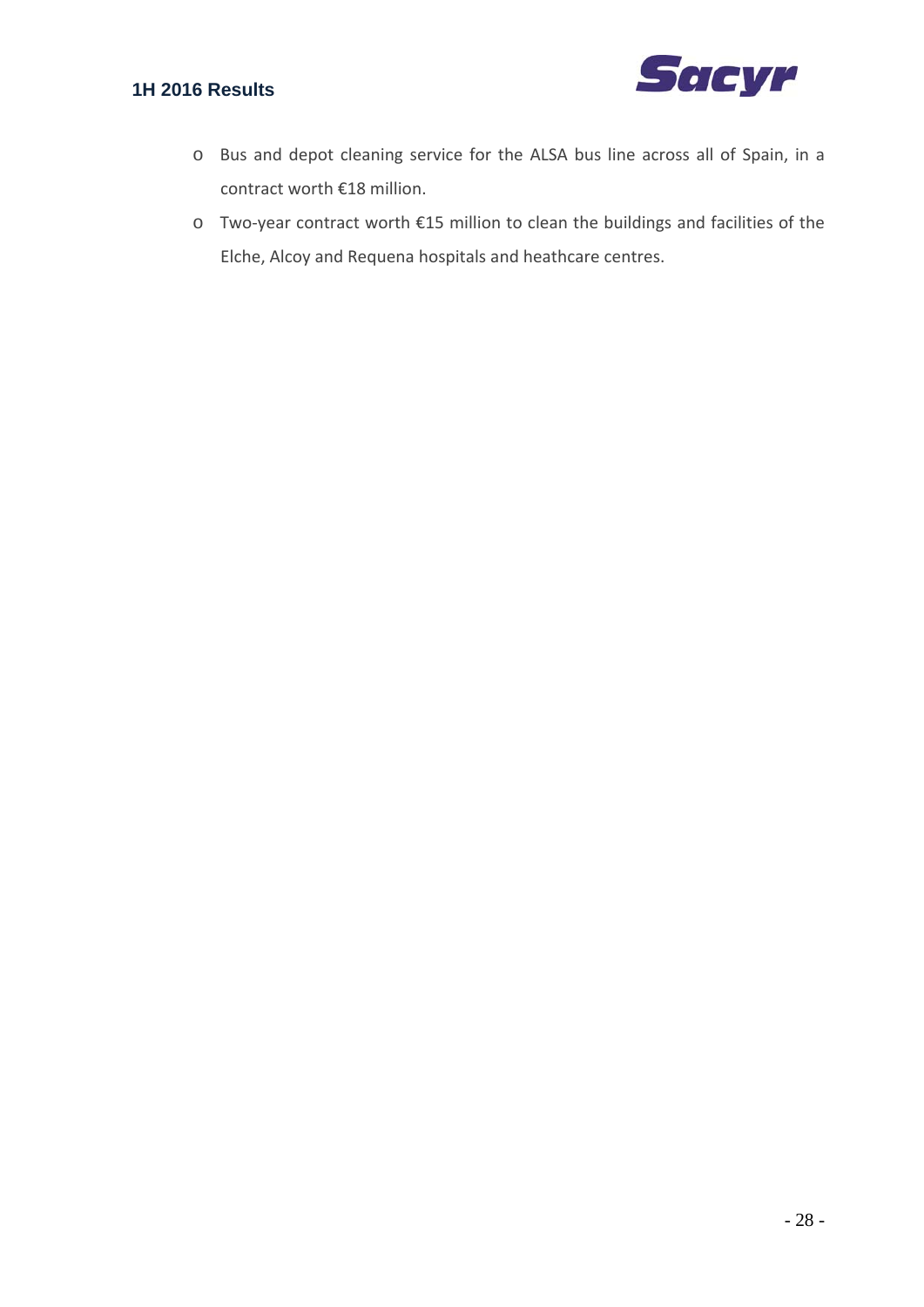- Bus and depot cleaning service for the ALSA bus line across all of Spain, in a contract worth €18 million.
- Two-year contract worth €15 million to clean the buildings and facilities of the Elche, Alcoy and Requena hospitals and heathcare centres.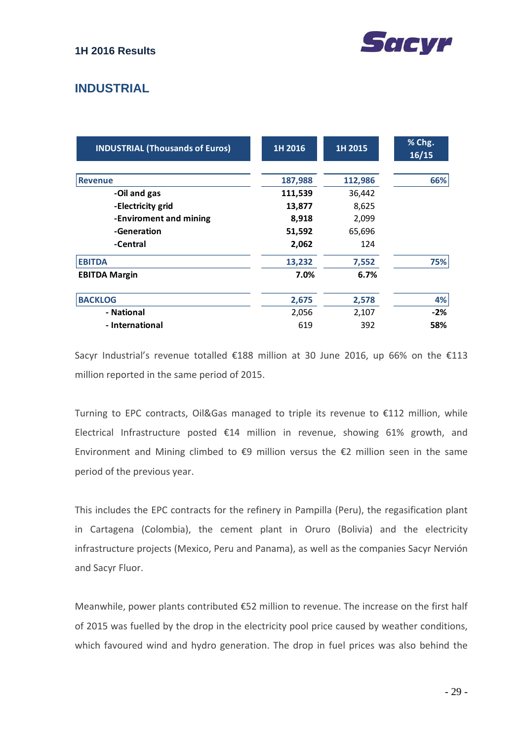## INDUSTRIAL

| INDUSTRIAL (Thousands of Euros) | 1H 2016 | 1H 2015 | % Chg. 16/15 |
|---|---|---|---|
| **Revenue** | **187,988** | **112,986** | **66%** |
| **-Oil and gas** | **111,539** | 36,442 | |
| **-Electricity grid** | **13,877** | 8,625 | |
| **-Enviroment and mining** | **8,918** | 2,099 | |
| **-Generation** | **51,592** | 65,696 | |
| **-Central** | **2,062** | 124 | |
| **EBITDA** | **13,232** | **7,552** | **75%** |
| **EBITDA Margin** | **7.0%** | **6.7%** | |
| **BACKLOG** | **2,675** | **2,578** | **4%** |
| **- National** | 2,056 | 2,107 | **-2%** |
| **- International** | 619 | 392 | **58%** |

Sacyr Industrial's revenue totalled €188 million at 30 June 2016, up 66% on the €113 million reported in the same period of 2015.

Turning to EPC contracts, Oil&Gas managed to triple its revenue to €112 million, while Electrical Infrastructure posted €14 million in revenue, showing 61% growth, and Environment and Mining climbed to €9 million versus the €2 million seen in the same period of the previous year.

This includes the EPC contracts for the refinery in Pampilla (Peru), the regasification plant in Cartagena (Colombia), the cement plant in Oruro (Bolivia) and the electricity infrastructure projects (Mexico, Peru and Panama), as well as the companies Sacyr Nervión and Sacyr Fluor.

Meanwhile, power plants contributed €52 million to revenue. The increase on the first half of 2015 was fuelled by the drop in the electricity pool price caused by weather conditions, which favoured wind and hydro generation. The drop in fuel prices was also behind the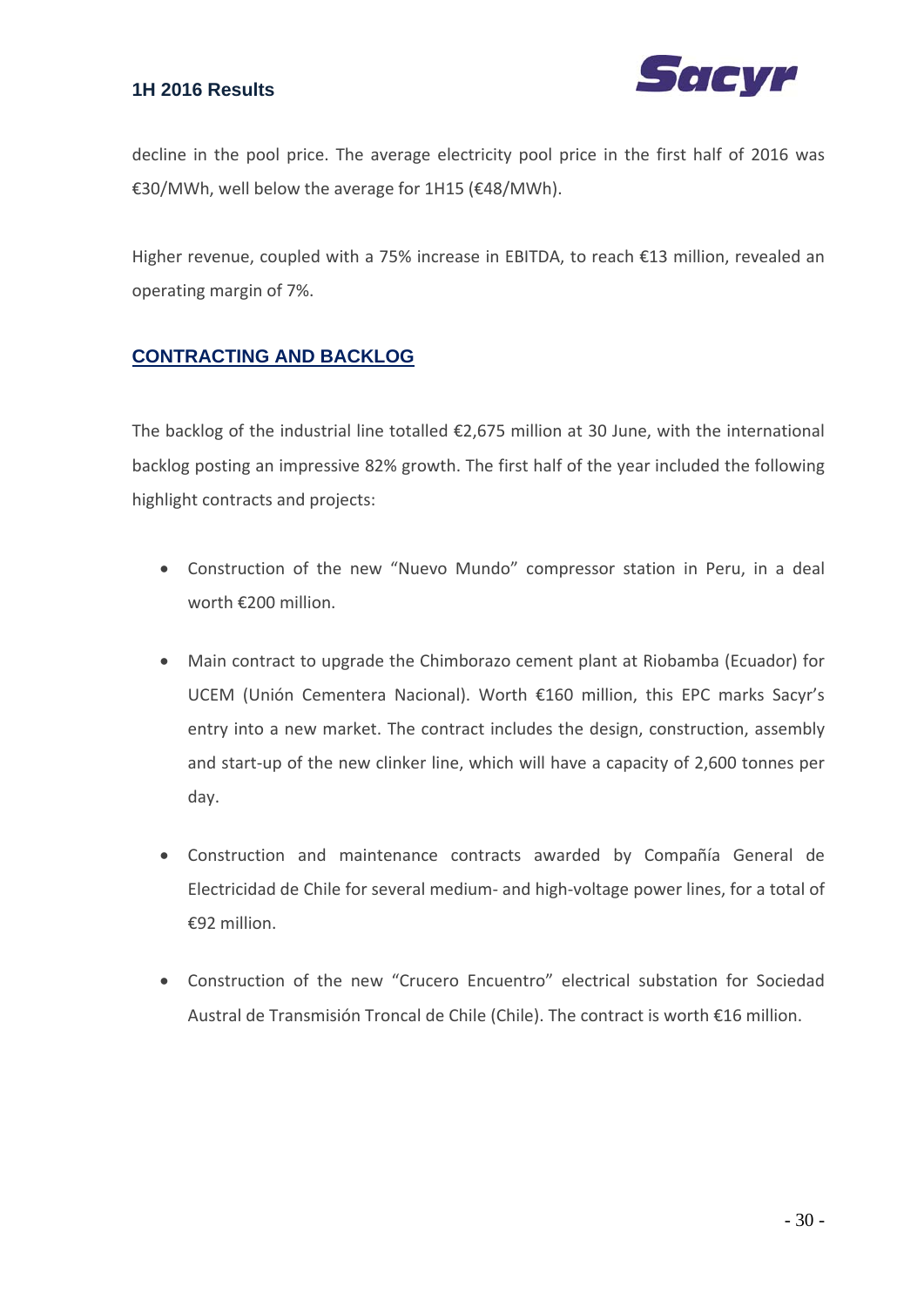decline in the pool price. The average electricity pool price in the first half of 2016 was €30/MWh, well below the average for 1H15 (€48/MWh).

Higher revenue, coupled with a 75% increase in EBITDA, to reach €13 million, revealed an operating margin of 7%.

## CONTRACTING AND BACKLOG

The backlog of the industrial line totalled €2,675 million at 30 June, with the international backlog posting an impressive 82% growth. The first half of the year included the following highlight contracts and projects:

- Construction of the new "Nuevo Mundo" compressor station in Peru, in a deal worth €200 million.
- Main contract to upgrade the Chimborazo cement plant at Riobamba (Ecuador) for UCEM (Unión Cementera Nacional). Worth €160 million, this EPC marks Sacyr's entry into a new market. The contract includes the design, construction, assembly and start-up of the new clinker line, which will have a capacity of 2,600 tonnes per day.
- Construction and maintenance contracts awarded by Compañía General de Electricidad de Chile for several medium- and high-voltage power lines, for a total of €92 million.
- Construction of the new "Crucero Encuentro" electrical substation for Sociedad Austral de Transmisión Troncal de Chile (Chile). The contract is worth €16 million.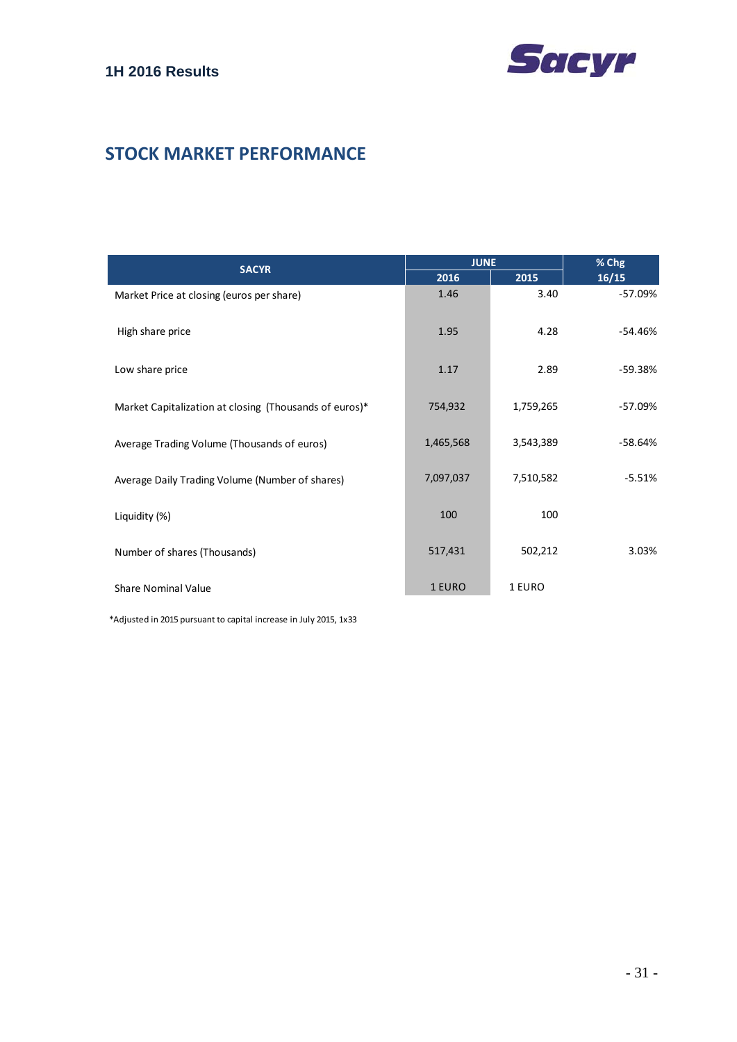## STOCK MARKET PERFORMANCE

| SACYR | JUNE | | % Chg |
|---|---|---|---|
| | 2016 | 2015 | 16/15 |
| Market Price at closing (euros per share) | 1.46 | 3.40 | -57.09% |
| High share price | 1.95 | 4.28 | -54.46% |
| Low share price | 1.17 | 2.89 | -59.38% |
| Market Capitalization at closing (Thousands of euros)* | 754,932 | 1,759,265 | -57.09% |
| Average Trading Volume (Thousands of euros) | 1,465,568 | 3,543,389 | -58.64% |
| Average Daily Trading Volume (Number of shares) | 7,097,037 | 7,510,582 | -5.51% |
| Liquidity (%) | 100 | 100 | |
| Number of shares (Thousands) | 517,431 | 502,212 | 3.03% |
| Share Nominal Value | 1 EURO | 1 EURO | |

*Adjusted in 2015 pursuant to capital increase in July 2015, 1x33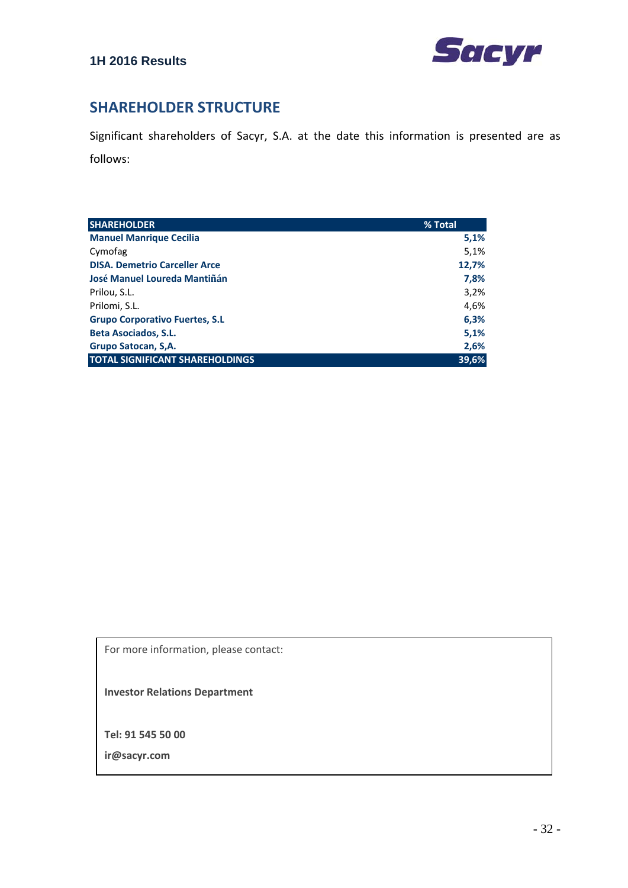## SHAREHOLDER STRUCTURE

Significant shareholders of Sacyr, S.A. at the date this information is presented are as follows:

| SHAREHOLDER | % Total |
|---|---|
| **Manuel Manrique Cecilia** | **5,1%** |
| Cymofag | 5,1% |
| **DISA. Demetrio Carceller Arce** | **12,7%** |
| **José Manuel Loureda Mantiñán** | **7,8%** |
| Prilou, S.L. | 3,2% |
| Prilomi, S.L. | 4,6% |
| **Grupo Corporativo Fuertes, S.L** | **6,3%** |
| **Beta Asociados, S.L.** | **5,1%** |
| **Grupo Satocan, S,A.** | **2,6%** |
| **TOTAL SIGNIFICANT SHAREHOLDINGS** | **39,6%** |

For more information, please contact:

**Investor Relations Department**

**Tel: 91 545 50 00**

**ir@sacyr.com**